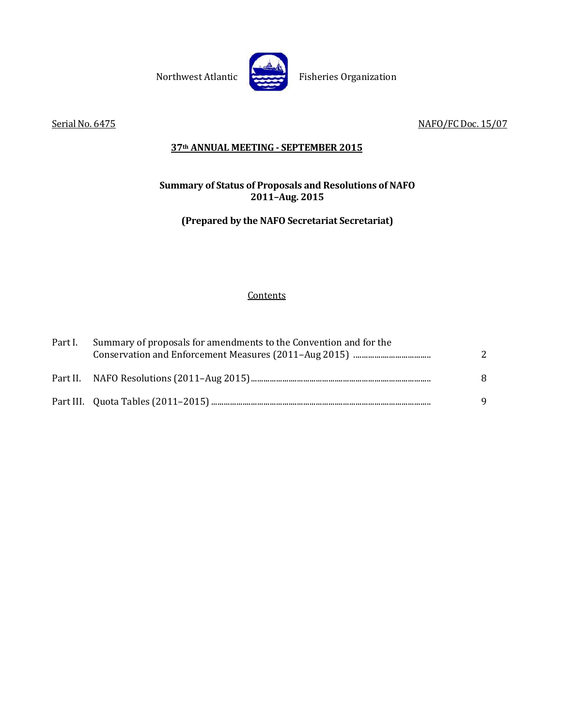Northwest Atlantic Fisheries Organization

Serial No. 6475 NAFO/FC Doc. 15/07

**37th ANNUAL MEETING - SEPTEMBER 2015**

**Summary of Status of Proposals and Resolutions of NAFO 2011–Aug. 2015**

**(Prepared by the NAFO Secretariat Secretariat)**

Contents

| | | |
|---|---|---|
| Part I. | Summary of proposals for amendments to the Convention and for the Conservation and Enforcement Measures (2011–Aug 2015) | 2 |
| Part II. | NAFO Resolutions (2011–Aug 2015) | 8 |
| Part III. | Quota Tables (2011–2015) | 9 |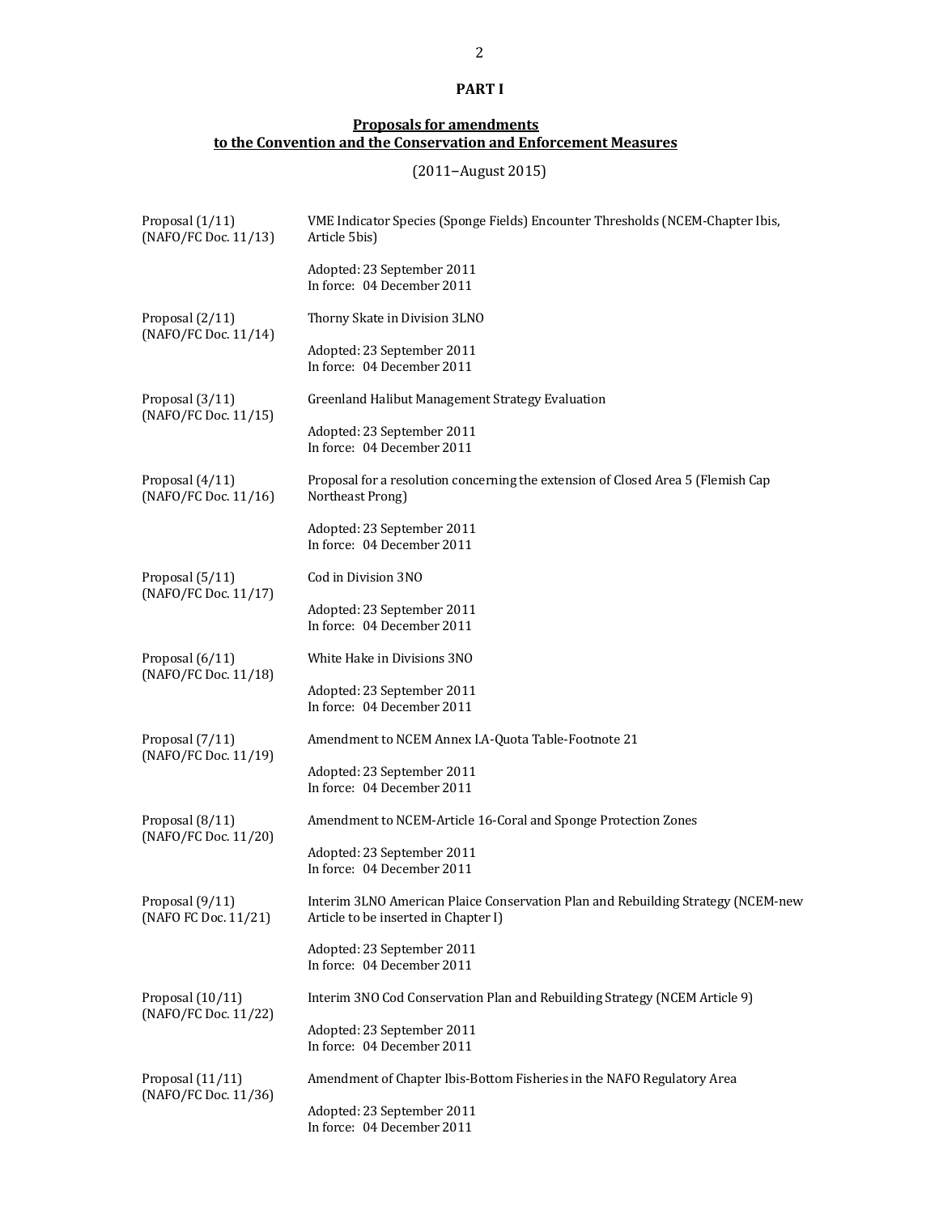# PART I

## Proposals for amendments to the Convention and the Conservation and Enforcement Measures

(2011–August 2015)

| | |
|---|---|
| Proposal (1/11)<br>(NAFO/FC Doc. 11/13) | VME Indicator Species (Sponge Fields) Encounter Thresholds (NCEM-Chapter Ibis, Article 5bis)<br><br>Adopted: 23 September 2011<br>In force: 04 December 2011 |
| Proposal (2/11)<br>(NAFO/FC Doc. 11/14) | Thorny Skate in Division 3LNO<br><br>Adopted: 23 September 2011<br>In force: 04 December 2011 |
| Proposal (3/11)<br>(NAFO/FC Doc. 11/15) | Greenland Halibut Management Strategy Evaluation<br><br>Adopted: 23 September 2011<br>In force: 04 December 2011 |
| Proposal (4/11)<br>(NAFO/FC Doc. 11/16) | Proposal for a resolution concerning the extension of Closed Area 5 (Flemish Cap Northeast Prong)<br><br>Adopted: 23 September 2011<br>In force: 04 December 2011 |
| Proposal (5/11)<br>(NAFO/FC Doc. 11/17) | Cod in Division 3NO<br><br>Adopted: 23 September 2011<br>In force: 04 December 2011 |
| Proposal (6/11)<br>(NAFO/FC Doc. 11/18) | White Hake in Divisions 3NO<br><br>Adopted: 23 September 2011<br>In force: 04 December 2011 |
| Proposal (7/11)<br>(NAFO/FC Doc. 11/19) | Amendment to NCEM Annex I.A-Quota Table-Footnote 21<br><br>Adopted: 23 September 2011<br>In force: 04 December 2011 |
| Proposal (8/11)<br>(NAFO/FC Doc. 11/20) | Amendment to NCEM-Article 16-Coral and Sponge Protection Zones<br><br>Adopted: 23 September 2011<br>In force: 04 December 2011 |
| Proposal (9/11)<br>(NAFO FC Doc. 11/21) | Interim 3LNO American Plaice Conservation Plan and Rebuilding Strategy (NCEM-new Article to be inserted in Chapter I)<br><br>Adopted: 23 September 2011<br>In force: 04 December 2011 |
| Proposal (10/11)<br>(NAFO/FC Doc. 11/22) | Interim 3NO Cod Conservation Plan and Rebuilding Strategy (NCEM Article 9)<br><br>Adopted: 23 September 2011<br>In force: 04 December 2011 |
| Proposal (11/11)<br>(NAFO/FC Doc. 11/36) | Amendment of Chapter Ibis-Bottom Fisheries in the NAFO Regulatory Area<br><br>Adopted: 23 September 2011<br>In force: 04 December 2011 |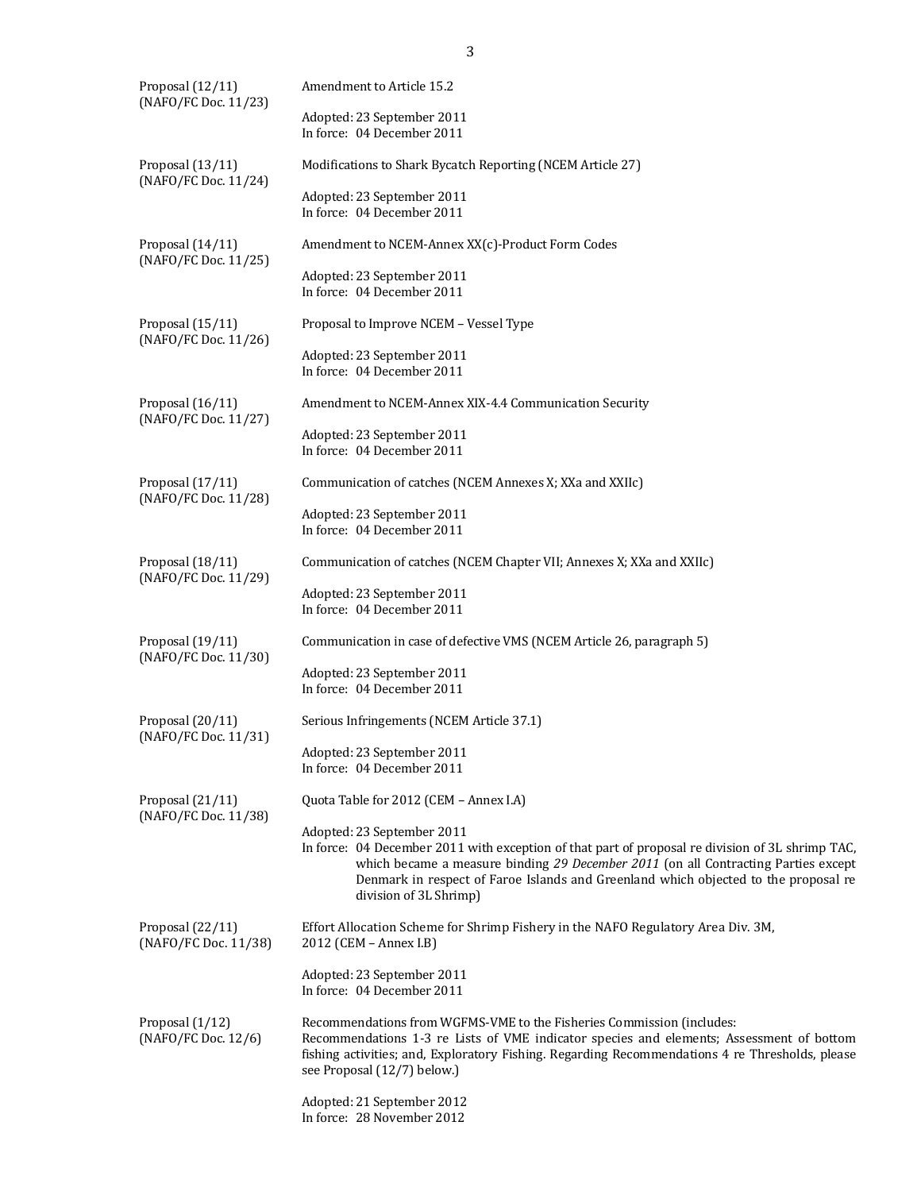| | |
|---|---|
| Proposal (12/11) (NAFO/FC Doc. 11/23) | Amendment to Article 15.2<br><br>Adopted: 23 September 2011<br>In force: 04 December 2011 |
| Proposal (13/11) (NAFO/FC Doc. 11/24) | Modifications to Shark Bycatch Reporting (NCEM Article 27)<br><br>Adopted: 23 September 2011<br>In force: 04 December 2011 |
| Proposal (14/11) (NAFO/FC Doc. 11/25) | Amendment to NCEM-Annex XX(c)-Product Form Codes<br><br>Adopted: 23 September 2011<br>In force: 04 December 2011 |
| Proposal (15/11) (NAFO/FC Doc. 11/26) | Proposal to Improve NCEM – Vessel Type<br><br>Adopted: 23 September 2011<br>In force: 04 December 2011 |
| Proposal (16/11) (NAFO/FC Doc. 11/27) | Amendment to NCEM-Annex XIX-4.4 Communication Security<br><br>Adopted: 23 September 2011<br>In force: 04 December 2011 |
| Proposal (17/11) (NAFO/FC Doc. 11/28) | Communication of catches (NCEM Annexes X; XXa and XXIIc)<br><br>Adopted: 23 September 2011<br>In force: 04 December 2011 |
| Proposal (18/11) (NAFO/FC Doc. 11/29) | Communication of catches (NCEM Chapter VII; Annexes X; XXa and XXIIc)<br><br>Adopted: 23 September 2011<br>In force: 04 December 2011 |
| Proposal (19/11) (NAFO/FC Doc. 11/30) | Communication in case of defective VMS (NCEM Article 26, paragraph 5)<br><br>Adopted: 23 September 2011<br>In force: 04 December 2011 |
| Proposal (20/11) (NAFO/FC Doc. 11/31) | Serious Infringements (NCEM Article 37.1)<br><br>Adopted: 23 September 2011<br>In force: 04 December 2011 |
| Proposal (21/11) (NAFO/FC Doc. 11/38) | Quota Table for 2012 (CEM – Annex I.A)<br><br>Adopted: 23 September 2011<br>In force: 04 December 2011 with exception of that part of proposal re division of 3L shrimp TAC, which became a measure binding *29 December 2011* (on all Contracting Parties except Denmark in respect of Faroe Islands and Greenland which objected to the proposal re division of 3L Shrimp) |
| Proposal (22/11) (NAFO/FC Doc. 11/38) | Effort Allocation Scheme for Shrimp Fishery in the NAFO Regulatory Area Div. 3M, 2012 (CEM – Annex I.B)<br><br>Adopted: 23 September 2011<br>In force: 04 December 2011 |
| Proposal (1/12) (NAFO/FC Doc. 12/6) | Recommendations from WGFMS-VME to the Fisheries Commission (includes: Recommendations 1-3 re Lists of VME indicator species and elements; Assessment of bottom fishing activities; and, Exploratory Fishing. Regarding Recommendations 4 re Thresholds, please see Proposal (12/7) below.)<br><br>Adopted: 21 September 2012<br>In force: 28 November 2012 |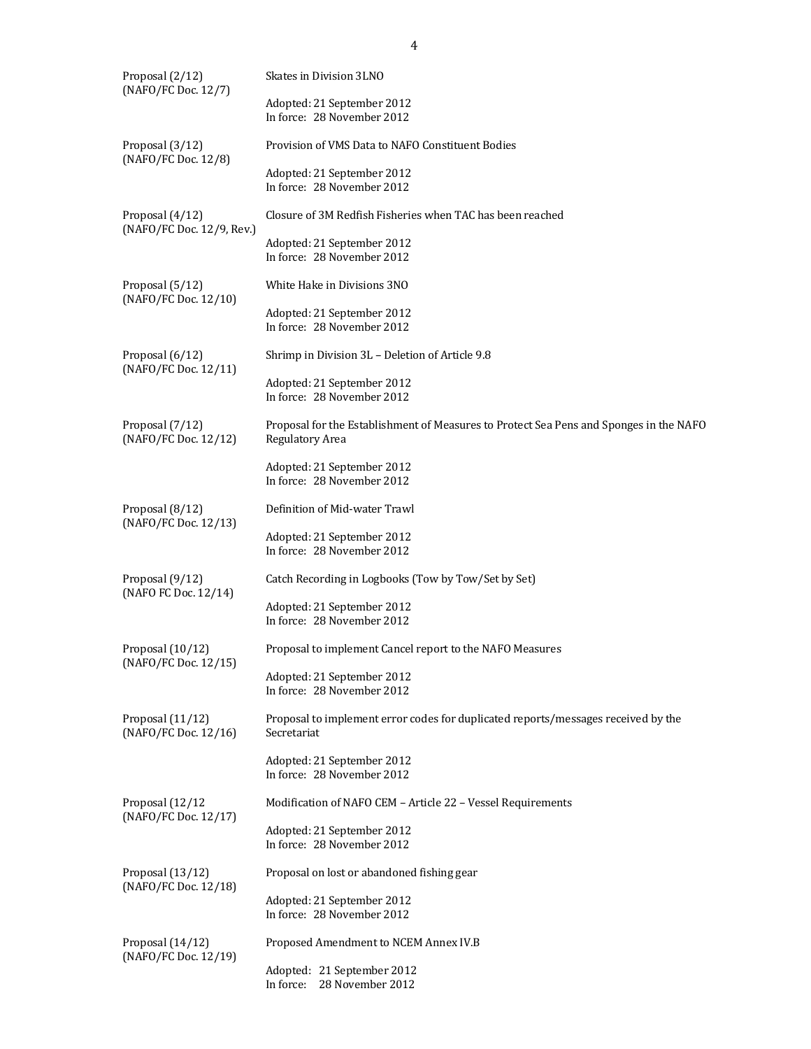| | |
|---|---|
| Proposal (2/12)<br>(NAFO/FC Doc. 12/7) | Skates in Division 3LNO<br><br>Adopted: 21 September 2012<br>In force: 28 November 2012 |
| Proposal (3/12)<br>(NAFO/FC Doc. 12/8) | Provision of VMS Data to NAFO Constituent Bodies<br><br>Adopted: 21 September 2012<br>In force: 28 November 2012 |
| Proposal (4/12)<br>(NAFO/FC Doc. 12/9, Rev.) | Closure of 3M Redfish Fisheries when TAC has been reached<br><br>Adopted: 21 September 2012<br>In force: 28 November 2012 |
| Proposal (5/12)<br>(NAFO/FC Doc. 12/10) | White Hake in Divisions 3NO<br><br>Adopted: 21 September 2012<br>In force: 28 November 2012 |
| Proposal (6/12)<br>(NAFO/FC Doc. 12/11) | Shrimp in Division 3L – Deletion of Article 9.8<br><br>Adopted: 21 September 2012<br>In force: 28 November 2012 |
| Proposal (7/12)<br>(NAFO/FC Doc. 12/12) | Proposal for the Establishment of Measures to Protect Sea Pens and Sponges in the NAFO Regulatory Area<br><br>Adopted: 21 September 2012<br>In force: 28 November 2012 |
| Proposal (8/12)<br>(NAFO/FC Doc. 12/13) | Definition of Mid-water Trawl<br><br>Adopted: 21 September 2012<br>In force: 28 November 2012 |
| Proposal (9/12)<br>(NAFO FC Doc. 12/14) | Catch Recording in Logbooks (Tow by Tow/Set by Set)<br><br>Adopted: 21 September 2012<br>In force: 28 November 2012 |
| Proposal (10/12)<br>(NAFO/FC Doc. 12/15) | Proposal to implement Cancel report to the NAFO Measures<br><br>Adopted: 21 September 2012<br>In force: 28 November 2012 |
| Proposal (11/12)<br>(NAFO/FC Doc. 12/16) | Proposal to implement error codes for duplicated reports/messages received by the Secretariat<br><br>Adopted: 21 September 2012<br>In force: 28 November 2012 |
| Proposal (12/12<br>(NAFO/FC Doc. 12/17) | Modification of NAFO CEM – Article 22 – Vessel Requirements<br><br>Adopted: 21 September 2012<br>In force: 28 November 2012 |
| Proposal (13/12)<br>(NAFO/FC Doc. 12/18) | Proposal on lost or abandoned fishing gear<br><br>Adopted: 21 September 2012<br>In force: 28 November 2012 |
| Proposal (14/12)<br>(NAFO/FC Doc. 12/19) | Proposed Amendment to NCEM Annex IV.B<br><br>Adopted: 21 September 2012<br>In force: 28 November 2012 |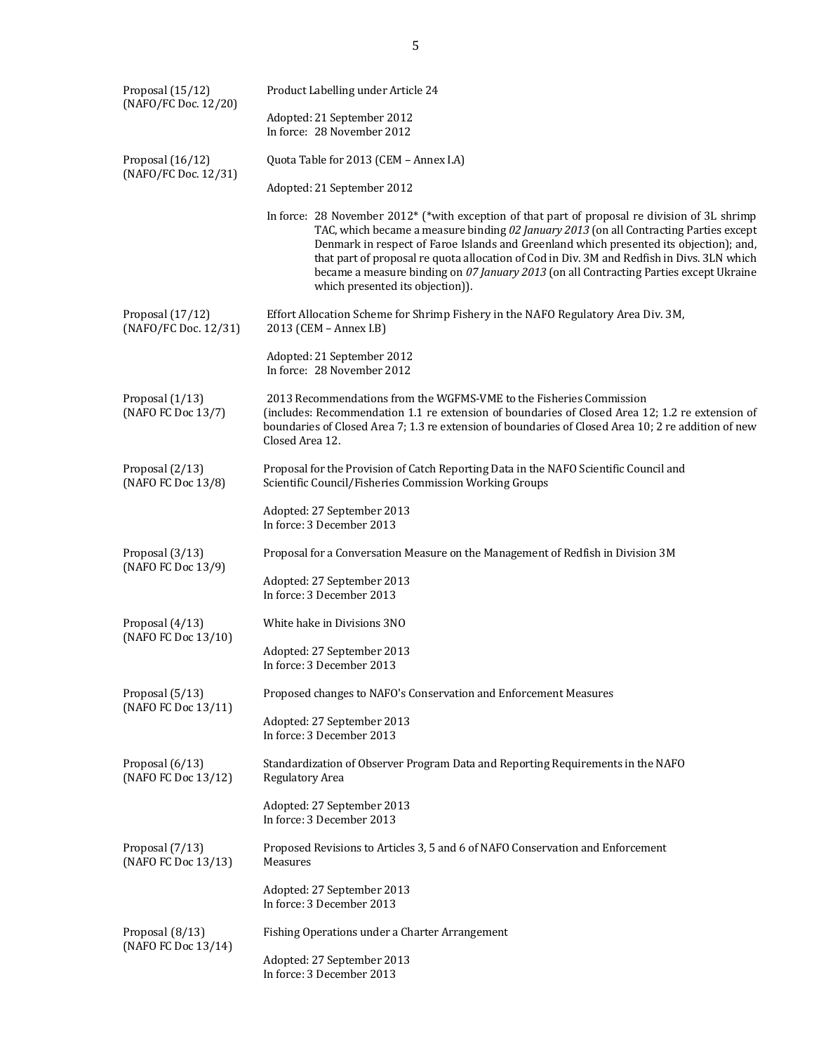| | |
|---|---|
| Proposal (15/12)<br>(NAFO/FC Doc. 12/20) | Product Labelling under Article 24<br><br>Adopted: 21 September 2012<br>In force: 28 November 2012 |
| Proposal (16/12)<br>(NAFO/FC Doc. 12/31) | Quota Table for 2013 (CEM – Annex I.A)<br><br>Adopted: 21 September 2012<br><br>In force: 28 November 2012* (*with exception of that part of proposal re division of 3L shrimp TAC, which became a measure binding *02 January 2013* (on all Contracting Parties except Denmark in respect of Faroe Islands and Greenland which presented its objection); and, that part of proposal re quota allocation of Cod in Div. 3M and Redfish in Divs. 3LN which became a measure binding on *07 January 2013* (on all Contracting Parties except Ukraine which presented its objection)). |
| Proposal (17/12)<br>(NAFO/FC Doc. 12/31) | Effort Allocation Scheme for Shrimp Fishery in the NAFO Regulatory Area Div. 3M, 2013 (CEM – Annex I.B)<br><br>Adopted: 21 September 2012<br>In force: 28 November 2012 |
| Proposal (1/13)<br>(NAFO FC Doc 13/7) | 2013 Recommendations from the WGFMS-VME to the Fisheries Commission (includes: Recommendation 1.1 re extension of boundaries of Closed Area 12; 1.2 re extension of boundaries of Closed Area 7; 1.3 re extension of boundaries of Closed Area 10; 2 re addition of new Closed Area 12. |
| Proposal (2/13)<br>(NAFO FC Doc 13/8) | Proposal for the Provision of Catch Reporting Data in the NAFO Scientific Council and Scientific Council/Fisheries Commission Working Groups<br><br>Adopted: 27 September 2013<br>In force: 3 December 2013 |
| Proposal (3/13)<br>(NAFO FC Doc 13/9) | Proposal for a Conversation Measure on the Management of Redfish in Division 3M<br><br>Adopted: 27 September 2013<br>In force: 3 December 2013 |
| Proposal (4/13)<br>(NAFO FC Doc 13/10) | White hake in Divisions 3NO<br><br>Adopted: 27 September 2013<br>In force: 3 December 2013 |
| Proposal (5/13)<br>(NAFO FC Doc 13/11) | Proposed changes to NAFO's Conservation and Enforcement Measures<br><br>Adopted: 27 September 2013<br>In force: 3 December 2013 |
| Proposal (6/13)<br>(NAFO FC Doc 13/12) | Standardization of Observer Program Data and Reporting Requirements in the NAFO Regulatory Area<br><br>Adopted: 27 September 2013<br>In force: 3 December 2013 |
| Proposal (7/13)<br>(NAFO FC Doc 13/13) | Proposed Revisions to Articles 3, 5 and 6 of NAFO Conservation and Enforcement Measures<br><br>Adopted: 27 September 2013<br>In force: 3 December 2013 |
| Proposal (8/13)<br>(NAFO FC Doc 13/14) | Fishing Operations under a Charter Arrangement<br><br>Adopted: 27 September 2013<br>In force: 3 December 2013 |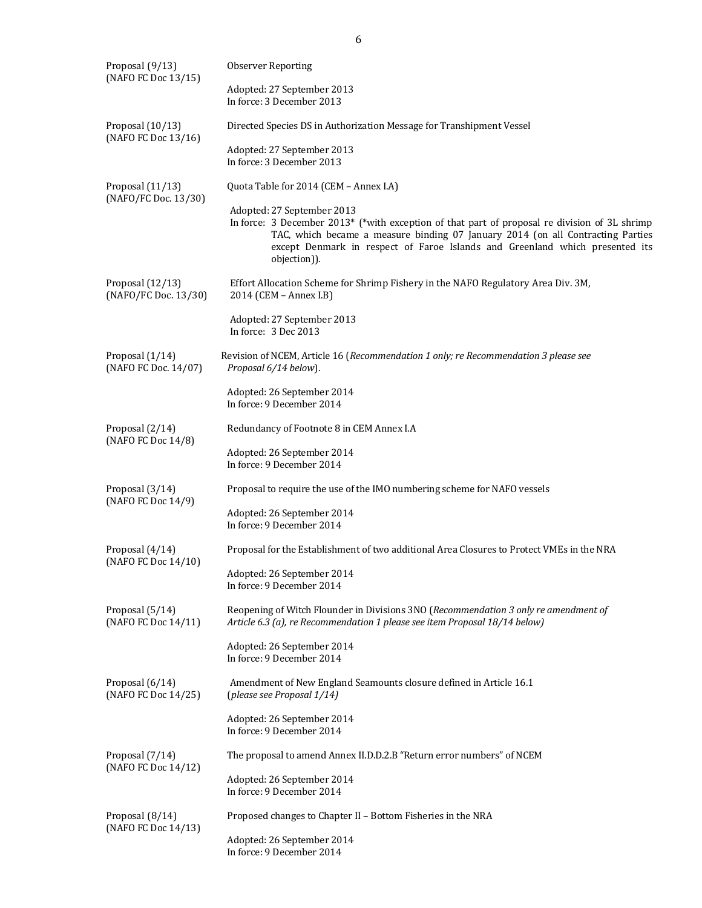| | |
|---|---|
| Proposal (9/13)<br>(NAFO FC Doc 13/15) | Observer Reporting<br><br>Adopted: 27 September 2013<br>In force: 3 December 2013 |
| Proposal (10/13)<br>(NAFO FC Doc 13/16) | Directed Species DS in Authorization Message for Transhipment Vessel<br><br>Adopted: 27 September 2013<br>In force: 3 December 2013 |
| Proposal (11/13)<br>(NAFO/FC Doc. 13/30) | Quota Table for 2014 (CEM – Annex I.A)<br><br>Adopted: 27 September 2013<br>In force: 3 December 2013* (*with exception of that part of proposal re division of 3L shrimp TAC, which became a measure binding 07 January 2014 (on all Contracting Parties except Denmark in respect of Faroe Islands and Greenland which presented its objection)). |
| Proposal (12/13)<br>(NAFO/FC Doc. 13/30) | Effort Allocation Scheme for Shrimp Fishery in the NAFO Regulatory Area Div. 3M, 2014 (CEM – Annex I.B)<br><br>Adopted: 27 September 2013<br>In force: 3 Dec 2013 |
| Proposal (1/14)<br>(NAFO FC Doc. 14/07) | Revision of NCEM, Article 16 (*Recommendation 1 only; re Recommendation 3 please see Proposal 6/14 below*).<br><br>Adopted: 26 September 2014<br>In force: 9 December 2014 |
| Proposal (2/14)<br>(NAFO FC Doc 14/8) | Redundancy of Footnote 8 in CEM Annex I.A<br><br>Adopted: 26 September 2014<br>In force: 9 December 2014 |
| Proposal (3/14)<br>(NAFO FC Doc 14/9) | Proposal to require the use of the IMO numbering scheme for NAFO vessels<br><br>Adopted: 26 September 2014<br>In force: 9 December 2014 |
| Proposal (4/14)<br>(NAFO FC Doc 14/10) | Proposal for the Establishment of two additional Area Closures to Protect VMEs in the NRA<br><br>Adopted: 26 September 2014<br>In force: 9 December 2014 |
| Proposal (5/14)<br>(NAFO FC Doc 14/11) | Reopening of Witch Flounder in Divisions 3NO (*Recommendation 3 only re amendment of Article 6.3 (a), re Recommendation 1 please see item Proposal 18/14 below)*<br><br>Adopted: 26 September 2014<br>In force: 9 December 2014 |
| Proposal (6/14)<br>(NAFO FC Doc 14/25) | Amendment of New England Seamounts closure defined in Article 16.1 (*please see Proposal 1/14)*<br><br>Adopted: 26 September 2014<br>In force: 9 December 2014 |
| Proposal (7/14)<br>(NAFO FC Doc 14/12) | The proposal to amend Annex II.D.D.2.B "Return error numbers" of NCEM<br><br>Adopted: 26 September 2014<br>In force: 9 December 2014 |
| Proposal (8/14)<br>(NAFO FC Doc 14/13) | Proposed changes to Chapter II – Bottom Fisheries in the NRA<br><br>Adopted: 26 September 2014<br>In force: 9 December 2014 |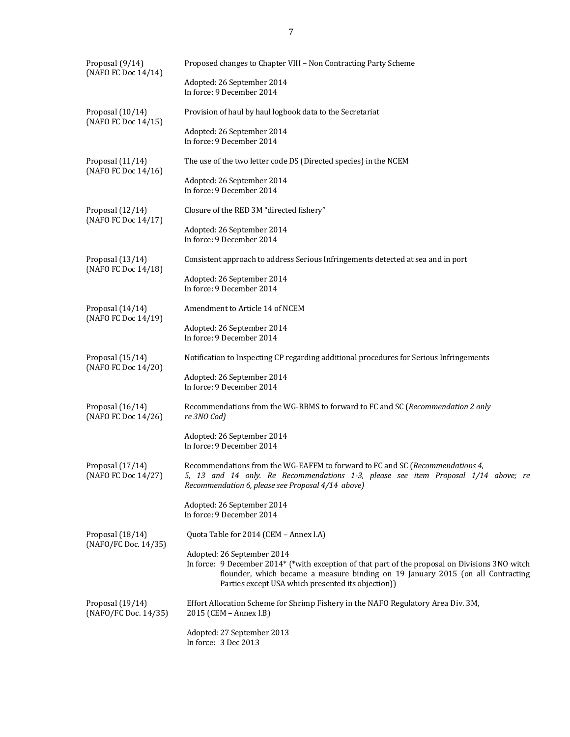| | |
|---|---|
| Proposal (9/14)<br>(NAFO FC Doc 14/14) | Proposed changes to Chapter VIII – Non Contracting Party Scheme<br><br>Adopted: 26 September 2014<br>In force: 9 December 2014 |
| Proposal (10/14)<br>(NAFO FC Doc 14/15) | Provision of haul by haul logbook data to the Secretariat<br><br>Adopted: 26 September 2014<br>In force: 9 December 2014 |
| Proposal (11/14)<br>(NAFO FC Doc 14/16) | The use of the two letter code DS (Directed species) in the NCEM<br><br>Adopted: 26 September 2014<br>In force: 9 December 2014 |
| Proposal (12/14)<br>(NAFO FC Doc 14/17) | Closure of the RED 3M "directed fishery"<br><br>Adopted: 26 September 2014<br>In force: 9 December 2014 |
| Proposal (13/14)<br>(NAFO FC Doc 14/18) | Consistent approach to address Serious Infringements detected at sea and in port<br><br>Adopted: 26 September 2014<br>In force: 9 December 2014 |
| Proposal (14/14)<br>(NAFO FC Doc 14/19) | Amendment to Article 14 of NCEM<br><br>Adopted: 26 September 2014<br>In force: 9 December 2014 |
| Proposal (15/14)<br>(NAFO FC Doc 14/20) | Notification to Inspecting CP regarding additional procedures for Serious Infringements<br><br>Adopted: 26 September 2014<br>In force: 9 December 2014 |
| Proposal (16/14)<br>(NAFO FC Doc 14/26) | Recommendations from the WG-RBMS to forward to FC and SC (*Recommendation 2 only re 3NO Cod)*<br><br>Adopted: 26 September 2014<br>In force: 9 December 2014 |
| Proposal (17/14)<br>(NAFO FC Doc 14/27) | Recommendations from the WG-EAFFM to forward to FC and SC (*Recommendations 4, 5, 13 and 14 only. Re Recommendations 1-3, please see item Proposal 1/14 above; re Recommendation 6, please see Proposal 4/14 above)*<br><br>Adopted: 26 September 2014<br>In force: 9 December 2014 |
| Proposal (18/14)<br>(NAFO/FC Doc. 14/35) | Quota Table for 2014 (CEM – Annex I.A)<br><br>Adopted: 26 September 2014<br>In force: 9 December 2014* (*with exception of that part of the proposal on Divisions 3NO witch flounder, which became a measure binding on 19 January 2015 (on all Contracting Parties except USA which presented its objection)) |
| Proposal (19/14)<br>(NAFO/FC Doc. 14/35) | Effort Allocation Scheme for Shrimp Fishery in the NAFO Regulatory Area Div. 3M, 2015 (CEM – Annex I.B)<br><br>Adopted: 27 September 2013<br>In force: 3 Dec 2013 |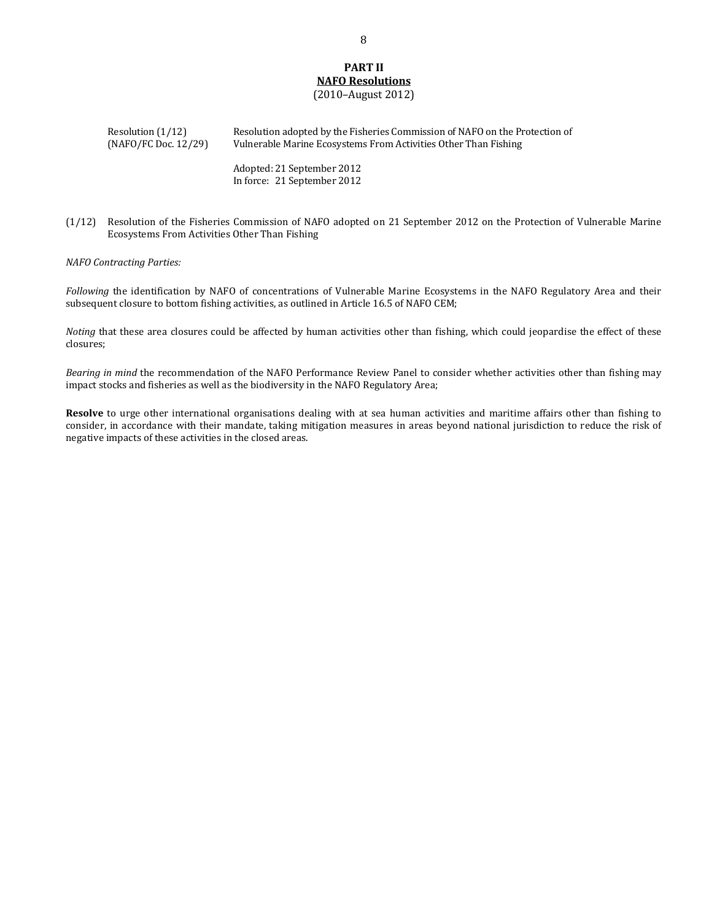# PART II

## NAFO Resolutions

(2010–August 2012)

| | |
|---|---|
| Resolution (1/12)<br>(NAFO/FC Doc. 12/29) | Resolution adopted by the Fisheries Commission of NAFO on the Protection of Vulnerable Marine Ecosystems From Activities Other Than Fishing<br><br>Adopted: 21 September 2012<br>In force: 21 September 2012 |

(1/12) Resolution of the Fisheries Commission of NAFO adopted on 21 September 2012 on the Protection of Vulnerable Marine Ecosystems From Activities Other Than Fishing

*NAFO Contracting Parties:*

*Following* the identification by NAFO of concentrations of Vulnerable Marine Ecosystems in the NAFO Regulatory Area and their subsequent closure to bottom fishing activities, as outlined in Article 16.5 of NAFO CEM;

*Noting* that these area closures could be affected by human activities other than fishing, which could jeopardise the effect of these closures;

*Bearing in mind* the recommendation of the NAFO Performance Review Panel to consider whether activities other than fishing may impact stocks and fisheries as well as the biodiversity in the NAFO Regulatory Area;

**Resolve** to urge other international organisations dealing with at sea human activities and maritime affairs other than fishing to consider, in accordance with their mandate, taking mitigation measures in areas beyond national jurisdiction to reduce the risk of negative impacts of these activities in the closed areas.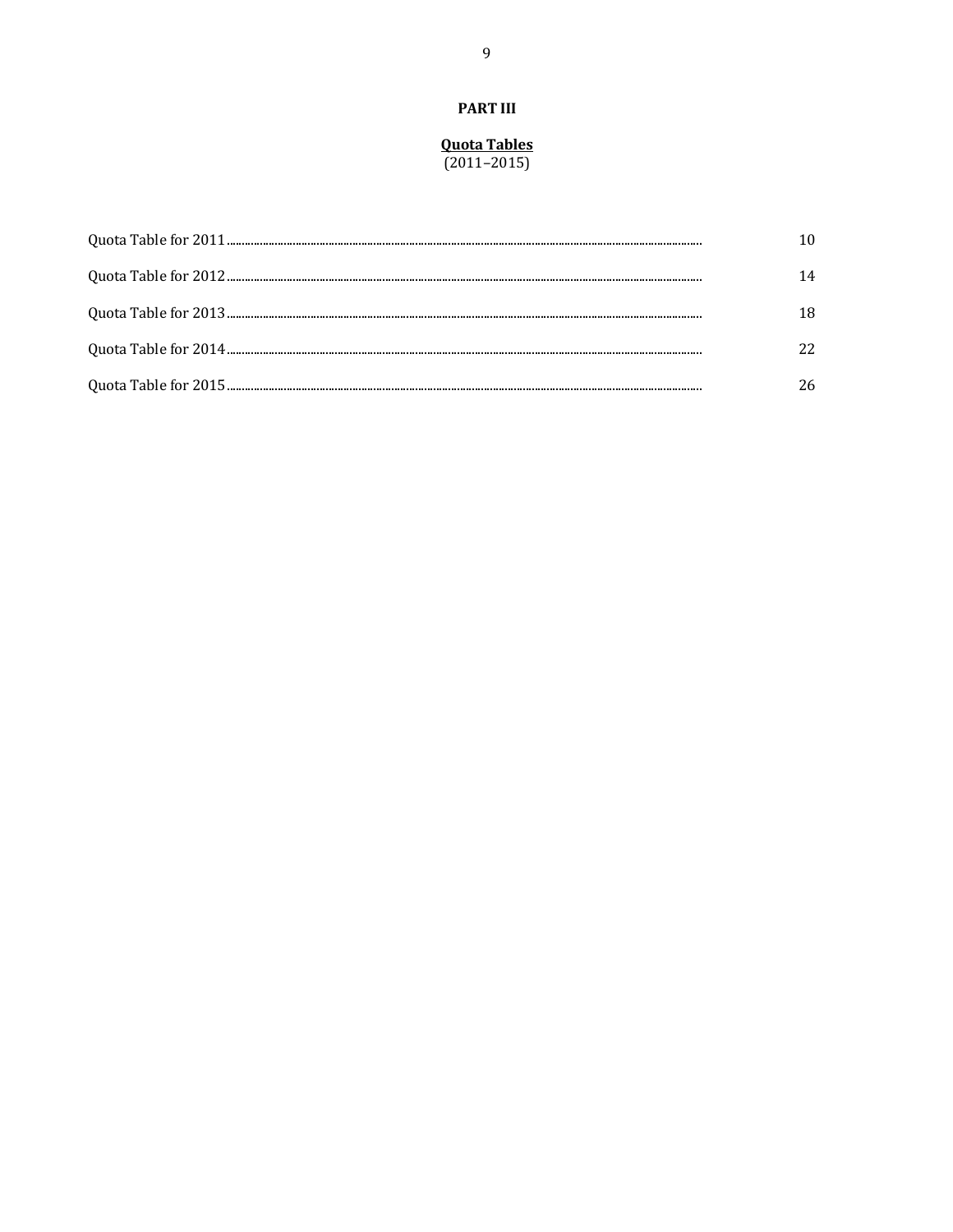# PART III

## Quota Tables
(2011–2015)

| | |
|---|---|
| Quota Table for 2011 | 10 |
| Quota Table for 2012 | 14 |
| Quota Table for 2013 | 18 |
| Quota Table for 2014 | 22 |
| Quota Table for 2015 | 26 |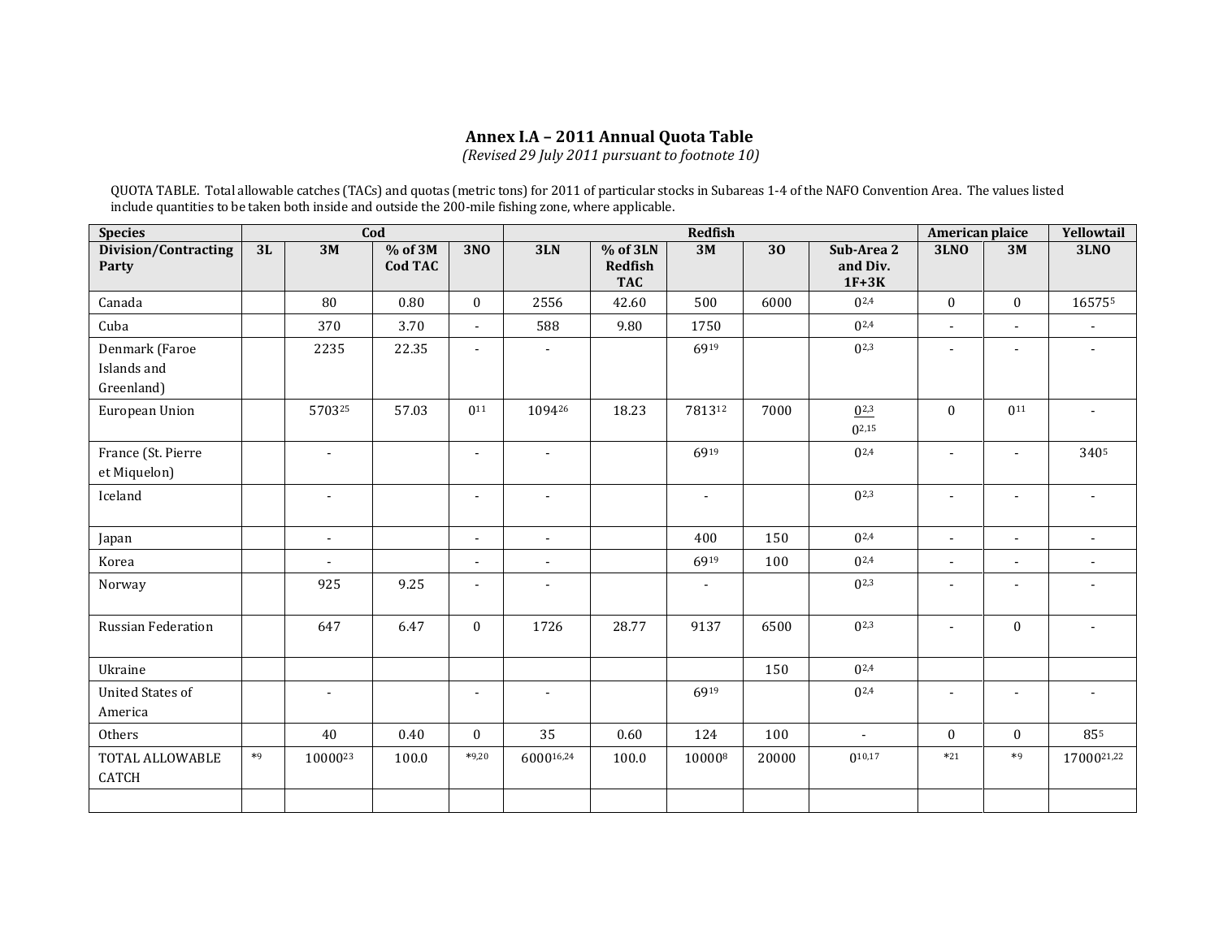## Annex I.A – 2011 Annual Quota Table

*(Revised 29 July 2011 pursuant to footnote 10)*

QUOTA TABLE. Total allowable catches (TACs) and quotas (metric tons) for 2011 of particular stocks in Subareas 1-4 of the NAFO Convention Area. The values listed include quantities to be taken both inside and outside the 200-mile fishing zone, where applicable.

| Species | Cod | | | | Redfish | | | | | American plaice | | Yellowtail |
|---|---|---|---|---|---|---|---|---|---|---|---|---|
| Division/Contracting Party | 3L | 3M | % of 3M Cod TAC | 3NO | 3LN | % of 3LN Redfish TAC | 3M | 3O | Sub-Area 2 and Div. 1F+3K | 3LNO | 3M | 3LNO |
| Canada | | 80 | 0.80 | 0 | 2556 | 42.60 | 500 | 6000 | 0[2,4] | 0 | 0 | 16575[5] |
| Cuba | | 370 | 3.70 | - | 588 | 9.80 | 1750 | | 0[2,4] | - | - | - |
| Denmark (Faroe Islands and Greenland) | | 2235 | 22.35 | - | - | | 69[19] | | 0[2,3] | - | - | - |
| European Union | | 5703[25] | 57.03 | 0[11] | 1094[26] | 18.23 | 7813[12] | 7000 | 0[2,3] 0[2,15] | 0 | 0[11] | - |
| France (St. Pierre et Miquelon) | | - | | - | - | | 69[19] | | 0[2,4] | - | - | 340[5] |
| Iceland | | - | | - | - | | - | | 0[2,3] | - | - | - |
| Japan | | - | | - | - | | 400 | 150 | 0[2,4] | - | - | - |
| Korea | | - | | - | - | | 69[19] | 100 | 0[2,4] | - | - | - |
| Norway | | 925 | 9.25 | - | - | | - | | 0[2,3] | - | - | - |
| Russian Federation | | 647 | 6.47 | 0 | 1726 | 28.77 | 9137 | 6500 | 0[2,3] | - | 0 | - |
| Ukraine | | | | | | | | 150 | 0[2,4] | | | |
| United States of America | | - | | - | - | | 69[19] | | 0[2,4] | - | - | - |
| Others | | 40 | 0.40 | 0 | 35 | 0.60 | 124 | 100 | - | 0 | 0 | 85[5] |
| TOTAL ALLOWABLE CATCH | *[9] | 10000[23] | 100.0 | *[9,20] | 6000[16,24] | 100.0 | 10000[8] | 20000 | 0[10,17] | *[21] | *[9] | 17000[21,22] |
| | | | | | | | | | | | | |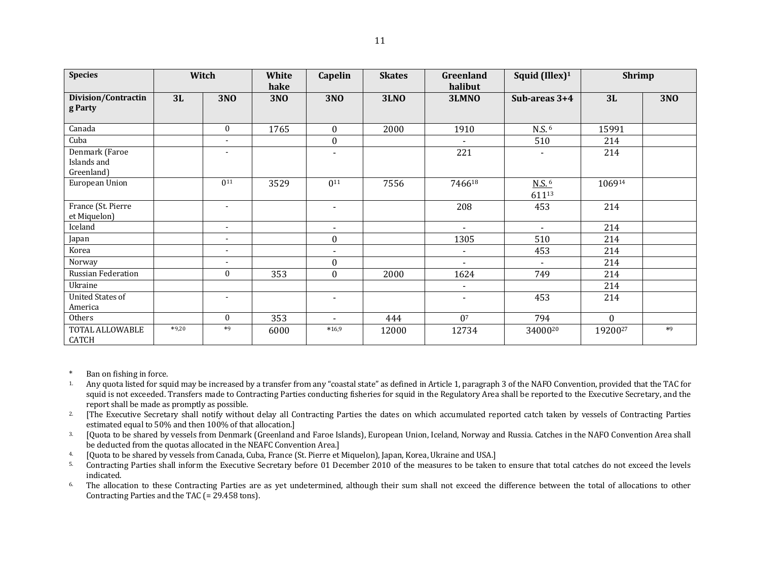| Species | Witch | | White hake | Capelin | Skates | Greenland halibut | Squid (Illex)[1] | Shrimp | |
|---|---|---|---|---|---|---|---|---|---|
| Division/Contracting Party | 3L | 3NO | 3NO | 3NO | 3LNO | 3LMNO | Sub-areas 3+4 | 3L | 3NO |
| Canada | | 0 | 1765 | 0 | 2000 | 1910 | N.S. [6] | 15991 | |
| Cuba | | - | | 0 | | - | 510 | 214 | |
| Denmark (Faroe Islands and Greenland) | | - | | - | | 221 | - | 214 | |
| European Union | | 0[11] | 3529 | 0[11] | 7556 | 7466[18] | N.S. [6] 611[13] | 1069[14] | |
| France (St. Pierre et Miquelon) | | - | | - | | 208 | 453 | 214 | |
| Iceland | | - | | - | | - | - | 214 | |
| Japan | | - | | 0 | | 1305 | 510 | 214 | |
| Korea | | - | | - | | - | 453 | 214 | |
| Norway | | - | | 0 | | - | - | 214 | |
| Russian Federation | | 0 | 353 | 0 | 2000 | 1624 | 749 | 214 | |
| Ukraine | | | | | | - | | 214 | |
| United States of America | | - | | - | | - | 453 | 214 | |
| Others | | 0 | 353 | - | 444 | 0[7] | 794 | 0 | |
| TOTAL ALLOWABLE CATCH | *[9,20] | *[9] | 6000 | *[16,9] | 12000 | 12734 | 34000[20] | 19200[27] | *[9] |

\* Ban on fishing in force.

1. Any quota listed for squid may be increased by a transfer from any "coastal state" as defined in Article 1, paragraph 3 of the NAFO Convention, provided that the TAC for squid is not exceeded. Transfers made to Contracting Parties conducting fisheries for squid in the Regulatory Area shall be reported to the Executive Secretary, and the report shall be made as promptly as possible.
2. [The Executive Secretary shall notify without delay all Contracting Parties the dates on which accumulated reported catch taken by vessels of Contracting Parties estimated equal to 50% and then 100% of that allocation.]
3. [Quota to be shared by vessels from Denmark (Greenland and Faroe Islands), European Union, Iceland, Norway and Russia. Catches in the NAFO Convention Area shall be deducted from the quotas allocated in the NEAFC Convention Area.]
4. [Quota to be shared by vessels from Canada, Cuba, France (St. Pierre et Miquelon), Japan, Korea, Ukraine and USA.]
5. Contracting Parties shall inform the Executive Secretary before 01 December 2010 of the measures to be taken to ensure that total catches do not exceed the levels indicated.
6. The allocation to these Contracting Parties are as yet undetermined, although their sum shall not exceed the difference between the total of allocations to other Contracting Parties and the TAC (= 29.458 tons).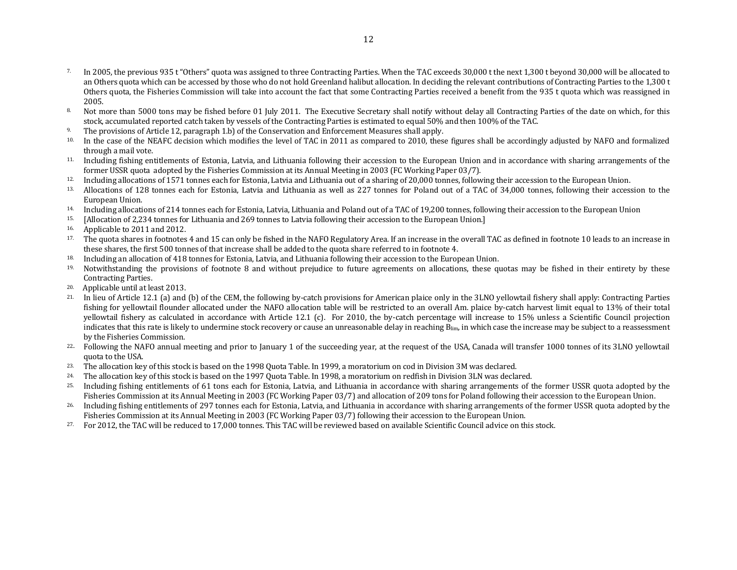7. In 2005, the previous 935 t "Others" quota was assigned to three Contracting Parties. When the TAC exceeds 30,000 t the next 1,300 t beyond 30,000 will be allocated to an Others quota which can be accessed by those who do not hold Greenland halibut allocation. In deciding the relevant contributions of Contracting Parties to the 1,300 t Others quota, the Fisheries Commission will take into account the fact that some Contracting Parties received a benefit from the 935 t quota which was reassigned in 2005.
8. Not more than 5000 tons may be fished before 01 July 2011. The Executive Secretary shall notify without delay all Contracting Parties of the date on which, for this stock, accumulated reported catch taken by vessels of the Contracting Parties is estimated to equal 50% and then 100% of the TAC.
9. The provisions of Article 12, paragraph 1.b) of the Conservation and Enforcement Measures shall apply.
10. In the case of the NEAFC decision which modifies the level of TAC in 2011 as compared to 2010, these figures shall be accordingly adjusted by NAFO and formalized through a mail vote.
11. Including fishing entitlements of Estonia, Latvia, and Lithuania following their accession to the European Union and in accordance with sharing arrangements of the former USSR quota adopted by the Fisheries Commission at its Annual Meeting in 2003 (FC Working Paper 03/7).
12. Including allocations of 1571 tonnes each for Estonia, Latvia and Lithuania out of a sharing of 20,000 tonnes, following their accession to the European Union.
13. Allocations of 128 tonnes each for Estonia, Latvia and Lithuania as well as 227 tonnes for Poland out of a TAC of 34,000 tonnes, following their accession to the European Union.
14. Including allocations of 214 tonnes each for Estonia, Latvia, Lithuania and Poland out of a TAC of 19,200 tonnes, following their accession to the European Union
15. [Allocation of 2,234 tonnes for Lithuania and 269 tonnes to Latvia following their accession to the European Union.]
16. Applicable to 2011 and 2012.
17. The quota shares in footnotes 4 and 15 can only be fished in the NAFO Regulatory Area. If an increase in the overall TAC as defined in footnote 10 leads to an increase in these shares, the first 500 tonnes of that increase shall be added to the quota share referred to in footnote 4.
18. Including an allocation of 418 tonnes for Estonia, Latvia, and Lithuania following their accession to the European Union.
19. Notwithstanding the provisions of footnote 8 and without prejudice to future agreements on allocations, these quotas may be fished in their entirety by these Contracting Parties.
20. Applicable until at least 2013.
21. In lieu of Article 12.1 (a) and (b) of the CEM, the following by-catch provisions for American plaice only in the 3LNO yellowtail fishery shall apply: Contracting Parties fishing for yellowtail flounder allocated under the NAFO allocation table will be restricted to an overall Am. plaice by-catch harvest limit equal to 13% of their total yellowtail fishery as calculated in accordance with Article 12.1 (c). For 2010, the by-catch percentage will increase to 15% unless a Scientific Council projection indicates that this rate is likely to undermine stock recovery or cause an unreasonable delay in reaching $B_{lim}$, in which case the increase may be subject to a reassessment by the Fisheries Commission.
22. Following the NAFO annual meeting and prior to January 1 of the succeeding year, at the request of the USA, Canada will transfer 1000 tonnes of its 3LNO yellowtail quota to the USA.
23. The allocation key of this stock is based on the 1998 Quota Table. In 1999, a moratorium on cod in Division 3M was declared.
24. The allocation key of this stock is based on the 1997 Quota Table. In 1998, a moratorium on redfish in Division 3LN was declared.
25. Including fishing entitlements of 61 tons each for Estonia, Latvia, and Lithuania in accordance with sharing arrangements of the former USSR quota adopted by the Fisheries Commission at its Annual Meeting in 2003 (FC Working Paper 03/7) and allocation of 209 tons for Poland following their accession to the European Union.
26. Including fishing entitlements of 297 tonnes each for Estonia, Latvia, and Lithuania in accordance with sharing arrangements of the former USSR quota adopted by the Fisheries Commission at its Annual Meeting in 2003 (FC Working Paper 03/7) following their accession to the European Union.
27. For 2012, the TAC will be reduced to 17,000 tonnes. This TAC will be reviewed based on available Scientific Council advice on this stock.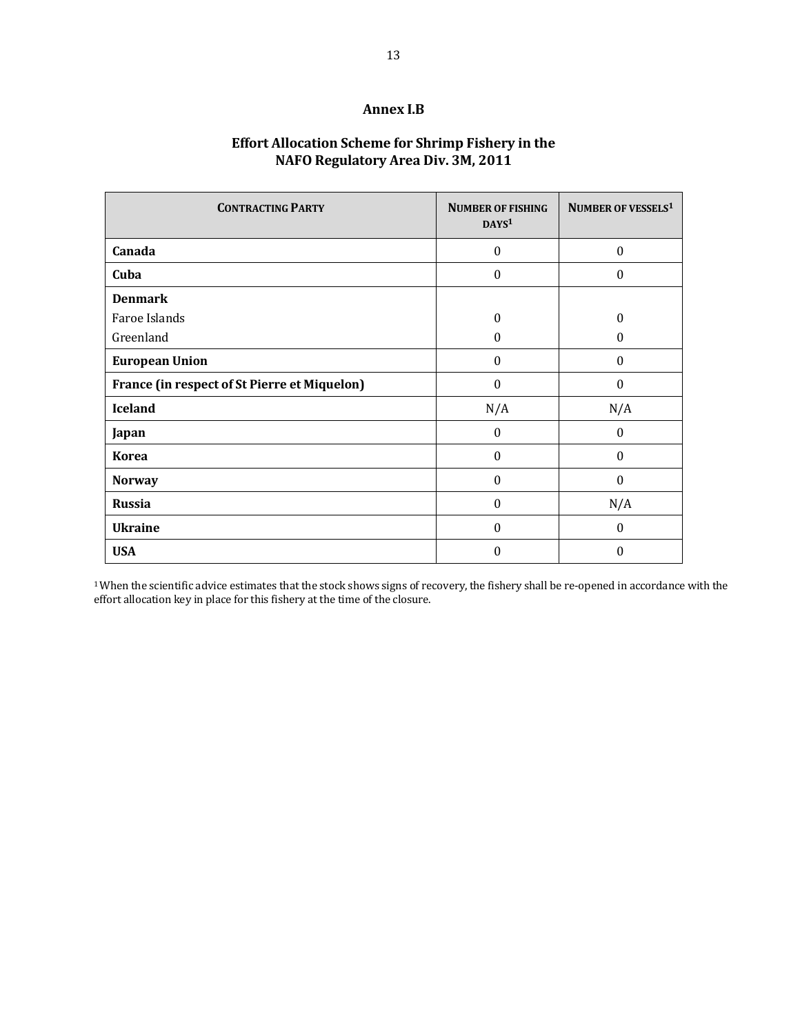## Annex I.B

### Effort Allocation Scheme for Shrimp Fishery in the NAFO Regulatory Area Div. 3M, 2011

| CONTRACTING PARTY | NUMBER OF FISHING DAYS[1] | NUMBER OF VESSELS[1] |
|---|---|---|
| **Canada** | 0 | 0 |
| **Cuba** | 0 | 0 |
| **Denmark** | | |
| Faroe Islands | 0 | 0 |
| Greenland | 0 | 0 |
| **European Union** | 0 | 0 |
| **France (in respect of St Pierre et Miquelon)** | 0 | 0 |
| **Iceland** | N/A | N/A |
| **Japan** | 0 | 0 |
| **Korea** | 0 | 0 |
| **Norway** | 0 | 0 |
| **Russia** | 0 | N/A |
| **Ukraine** | 0 | 0 |
| **USA** | 0 | 0 |

[1] When the scientific advice estimates that the stock shows signs of recovery, the fishery shall be re-opened in accordance with the effort allocation key in place for this fishery at the time of the closure.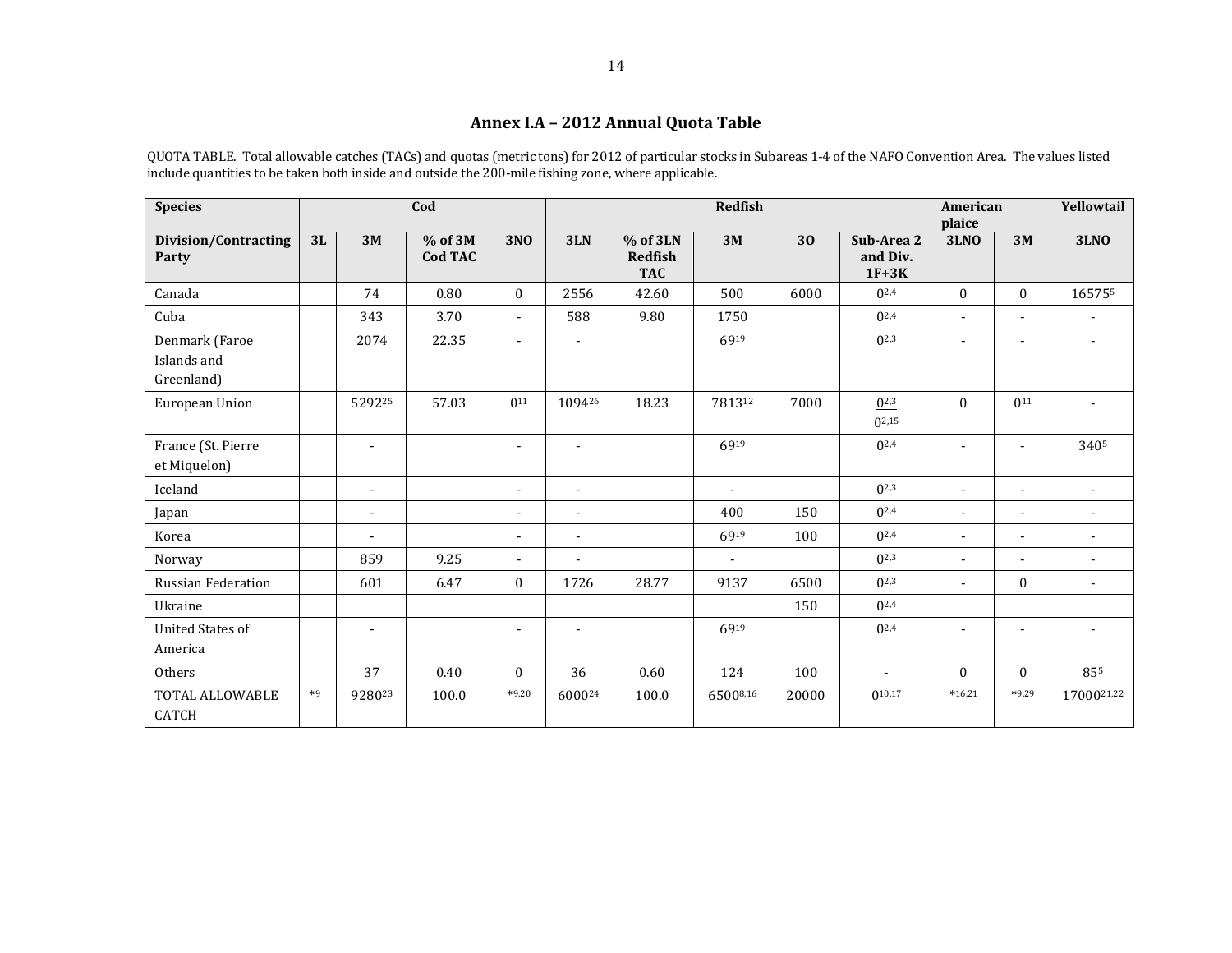## Annex I.A – 2012 Annual Quota Table

QUOTA TABLE. Total allowable catches (TACs) and quotas (metric tons) for 2012 of particular stocks in Subareas 1-4 of the NAFO Convention Area. The values listed include quantities to be taken both inside and outside the 200-mile fishing zone, where applicable.

| Species | Cod | | | | Redfish | | | | | American plaice | | Yellowtail |
|---|---|---|---|---|---|---|---|---|---|---|---|---|
| Division/Contracting Party | 3L | 3M | % of 3M Cod TAC | 3NO | 3LN | % of 3LN Redfish TAC | 3M | 3O | Sub-Area 2 and Div. 1F+3K | 3LNO | 3M | 3LNO |
| Canada | | 74 | 0.80 | 0 | 2556 | 42.60 | 500 | 6000 | 0[2,4] | 0 | 0 | 16575[5] |
| Cuba | | 343 | 3.70 | - | 588 | 9.80 | 1750 | | 0[2,4] | - | - | - |
| Denmark (Faroe Islands and Greenland) | | 2074 | 22.35 | - | - | | 69[19] | | 0[2,3] | - | - | - |
| European Union | | 5292[25] | 57.03 | 0[11] | 1094[26] | 18.23 | 7813[12] | 7000 | 0[2,3] 0[2,15] | 0 | 0[11] | - |
| France (St. Pierre et Miquelon) | | - | | - | - | | 69[19] | | 0[2,4] | - | - | 340[5] |
| Iceland | | - | | - | - | | - | | 0[2,3] | - | - | - |
| Japan | | - | | - | - | | 400 | 150 | 0[2,4] | - | - | - |
| Korea | | - | | - | - | | 69[19] | 100 | 0[2,4] | - | - | - |
| Norway | | 859 | 9.25 | - | - | | - | | 0[2,3] | - | - | - |
| Russian Federation | | 601 | 6.47 | 0 | 1726 | 28.77 | 9137 | 6500 | 0[2,3] | - | 0 | - |
| Ukraine | | | | | | | | 150 | 0[2,4] | | | |
| United States of America | | - | | - | - | | 69[19] | | 0[2,4] | - | - | - |
| Others | | 37 | 0.40 | 0 | 36 | 0.60 | 124 | 100 | - | 0 | 0 | 85[5] |
| TOTAL ALLOWABLE CATCH | *[9] | 9280[23] | 100.0 | *[9,20] | 6000[24] | 100.0 | 6500[8,16] | 20000 | 0[10,17] | *[16,21] | *[9,29] | 17000[21,22] |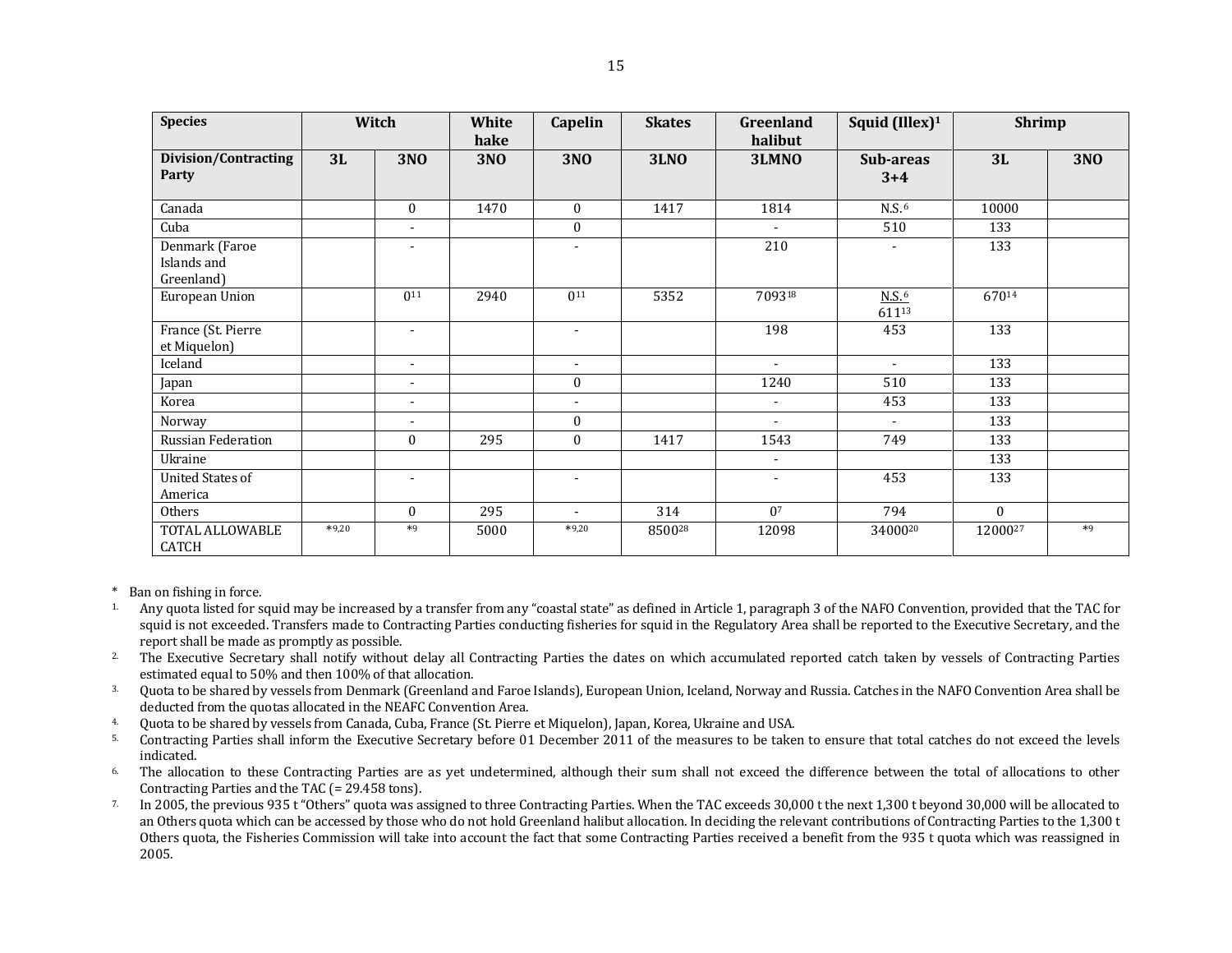| Species | Witch | | White hake | Capelin | Skates | Greenland halibut | Squid (Illex)[1] | Shrimp | |
|---|---|---|---|---|---|---|---|---|---|
| Division/Contracting Party | 3L | 3NO | 3NO | 3NO | 3LNO | 3LMNO | Sub-areas 3+4 | 3L | 3NO |
| Canada | | 0 | 1470 | 0 | 1417 | 1814 | N.S.[6] | 10000 | |
| Cuba | | - | | 0 | | - | 510 | 133 | |
| Denmark (Faroe Islands and Greenland) | | - | | - | | 210 | - | 133 | |
| European Union | | 0[11] | 2940 | 0[11] | 5352 | 7093[18] | N.S.[6] 611[13] | 670[14] | |
| France (St. Pierre et Miquelon) | | - | | - | | 198 | 453 | 133 | |
| Iceland | | - | | - | | - | - | 133 | |
| Japan | | - | | 0 | | 1240 | 510 | 133 | |
| Korea | | - | | - | | - | 453 | 133 | |
| Norway | | - | | 0 | | - | - | 133 | |
| Russian Federation | | 0 | 295 | 0 | 1417 | 1543 | 749 | 133 | |
| Ukraine | | | | | | - | | 133 | |
| United States of America | | - | | - | | - | 453 | 133 | |
| Others | | 0 | 295 | - | 314 | 0[7] | 794 | 0 | |
| TOTAL ALLOWABLE CATCH | *[9,20] | *[9] | 5000 | *[9,20] | 8500[28] | 12098 | 34000[20] | 12000[27] | *[9] |

\* Ban on fishing in force.

1. Any quota listed for squid may be increased by a transfer from any "coastal state" as defined in Article 1, paragraph 3 of the NAFO Convention, provided that the TAC for squid is not exceeded. Transfers made to Contracting Parties conducting fisheries for squid in the Regulatory Area shall be reported to the Executive Secretary, and the report shall be made as promptly as possible.
2. The Executive Secretary shall notify without delay all Contracting Parties the dates on which accumulated reported catch taken by vessels of Contracting Parties estimated equal to 50% and then 100% of that allocation.
3. Quota to be shared by vessels from Denmark (Greenland and Faroe Islands), European Union, Iceland, Norway and Russia. Catches in the NAFO Convention Area shall be deducted from the quotas allocated in the NEAFC Convention Area.
4. Quota to be shared by vessels from Canada, Cuba, France (St. Pierre et Miquelon), Japan, Korea, Ukraine and USA.
5. Contracting Parties shall inform the Executive Secretary before 01 December 2011 of the measures to be taken to ensure that total catches do not exceed the levels indicated.
6. The allocation to these Contracting Parties are as yet undetermined, although their sum shall not exceed the difference between the total of allocations to other Contracting Parties and the TAC (= 29.458 tons).
7. In 2005, the previous 935 t "Others" quota was assigned to three Contracting Parties. When the TAC exceeds 30,000 t the next 1,300 t beyond 30,000 will be allocated to an Others quota which can be accessed by those who do not hold Greenland halibut allocation. In deciding the relevant contributions of Contracting Parties to the 1,300 t Others quota, the Fisheries Commission will take into account the fact that some Contracting Parties received a benefit from the 935 t quota which was reassigned in 2005.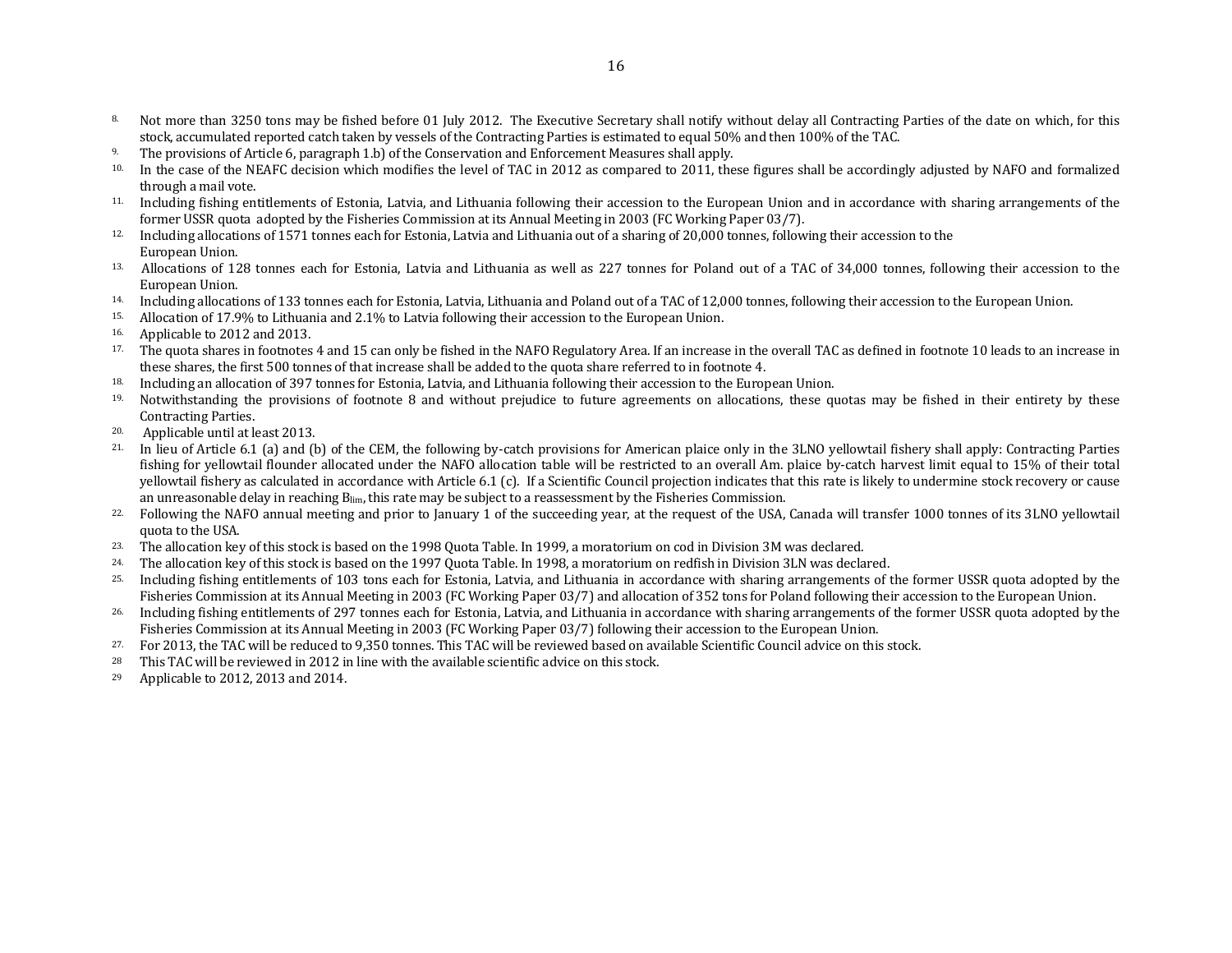8. Not more than 3250 tons may be fished before 01 July 2012. The Executive Secretary shall notify without delay all Contracting Parties of the date on which, for this stock, accumulated reported catch taken by vessels of the Contracting Parties is estimated to equal 50% and then 100% of the TAC.
9. The provisions of Article 6, paragraph 1.b) of the Conservation and Enforcement Measures shall apply.
10. In the case of the NEAFC decision which modifies the level of TAC in 2012 as compared to 2011, these figures shall be accordingly adjusted by NAFO and formalized through a mail vote.
11. Including fishing entitlements of Estonia, Latvia, and Lithuania following their accession to the European Union and in accordance with sharing arrangements of the former USSR quota adopted by the Fisheries Commission at its Annual Meeting in 2003 (FC Working Paper 03/7).
12. Including allocations of 1571 tonnes each for Estonia, Latvia and Lithuania out of a sharing of 20,000 tonnes, following their accession to the European Union.
13. Allocations of 128 tonnes each for Estonia, Latvia and Lithuania as well as 227 tonnes for Poland out of a TAC of 34,000 tonnes, following their accession to the European Union.
14. Including allocations of 133 tonnes each for Estonia, Latvia, Lithuania and Poland out of a TAC of 12,000 tonnes, following their accession to the European Union.
15. Allocation of 17.9% to Lithuania and 2.1% to Latvia following their accession to the European Union.
16. Applicable to 2012 and 2013.
17. The quota shares in footnotes 4 and 15 can only be fished in the NAFO Regulatory Area. If an increase in the overall TAC as defined in footnote 10 leads to an increase in these shares, the first 500 tonnes of that increase shall be added to the quota share referred to in footnote 4.
18. Including an allocation of 397 tonnes for Estonia, Latvia, and Lithuania following their accession to the European Union.
19. Notwithstanding the provisions of footnote 8 and without prejudice to future agreements on allocations, these quotas may be fished in their entirety by these Contracting Parties.
20. Applicable until at least 2013.
21. In lieu of Article 6.1 (a) and (b) of the CEM, the following by-catch provisions for American plaice only in the 3LNO yellowtail fishery shall apply: Contracting Parties fishing for yellowtail flounder allocated under the NAFO allocation table will be restricted to an overall Am. plaice by-catch harvest limit equal to 15% of their total yellowtail fishery as calculated in accordance with Article 6.1 (c). If a Scientific Council projection indicates that this rate is likely to undermine stock recovery or cause an unreasonable delay in reaching $B_{lim}$, this rate may be subject to a reassessment by the Fisheries Commission.
22. Following the NAFO annual meeting and prior to January 1 of the succeeding year, at the request of the USA, Canada will transfer 1000 tonnes of its 3LNO yellowtail quota to the USA.
23. The allocation key of this stock is based on the 1998 Quota Table. In 1999, a moratorium on cod in Division 3M was declared.
24. The allocation key of this stock is based on the 1997 Quota Table. In 1998, a moratorium on redfish in Division 3LN was declared.
25. Including fishing entitlements of 103 tons each for Estonia, Latvia, and Lithuania in accordance with sharing arrangements of the former USSR quota adopted by the Fisheries Commission at its Annual Meeting in 2003 (FC Working Paper 03/7) and allocation of 352 tons for Poland following their accession to the European Union.
26. Including fishing entitlements of 297 tonnes each for Estonia, Latvia, and Lithuania in accordance with sharing arrangements of the former USSR quota adopted by the Fisheries Commission at its Annual Meeting in 2003 (FC Working Paper 03/7) following their accession to the European Union.
27. For 2013, the TAC will be reduced to 9,350 tonnes. This TAC will be reviewed based on available Scientific Council advice on this stock.
28. This TAC will be reviewed in 2012 in line with the available scientific advice on this stock.
29. Applicable to 2012, 2013 and 2014.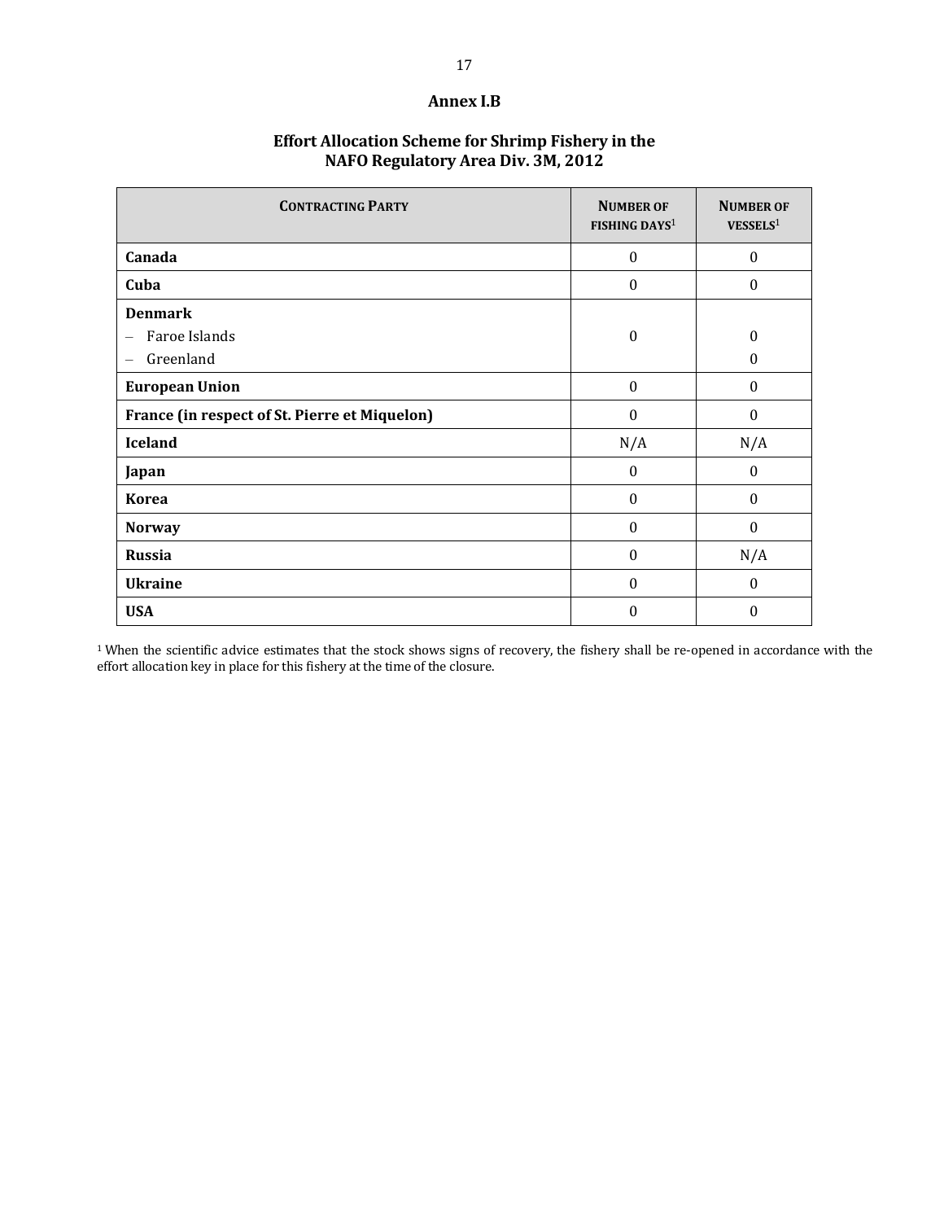## Annex I.B

### Effort Allocation Scheme for Shrimp Fishery in the NAFO Regulatory Area Div. 3M, 2012

| CONTRACTING PARTY | NUMBER OF FISHING DAYS[1] | NUMBER OF VESSELS[1] |
|---|---|---|
| **Canada** | 0 | 0 |
| **Cuba** | 0 | 0 |
| **Denmark** – Faroe Islands – Greenland | 0 | 0 0 |
| **European Union** | 0 | 0 |
| **France (in respect of St. Pierre et Miquelon)** | 0 | 0 |
| **Iceland** | N/A | N/A |
| **Japan** | 0 | 0 |
| **Korea** | 0 | 0 |
| **Norway** | 0 | 0 |
| **Russia** | 0 | N/A |
| **Ukraine** | 0 | 0 |
| **USA** | 0 | 0 |

[1] When the scientific advice estimates that the stock shows signs of recovery, the fishery shall be re-opened in accordance with the effort allocation key in place for this fishery at the time of the closure.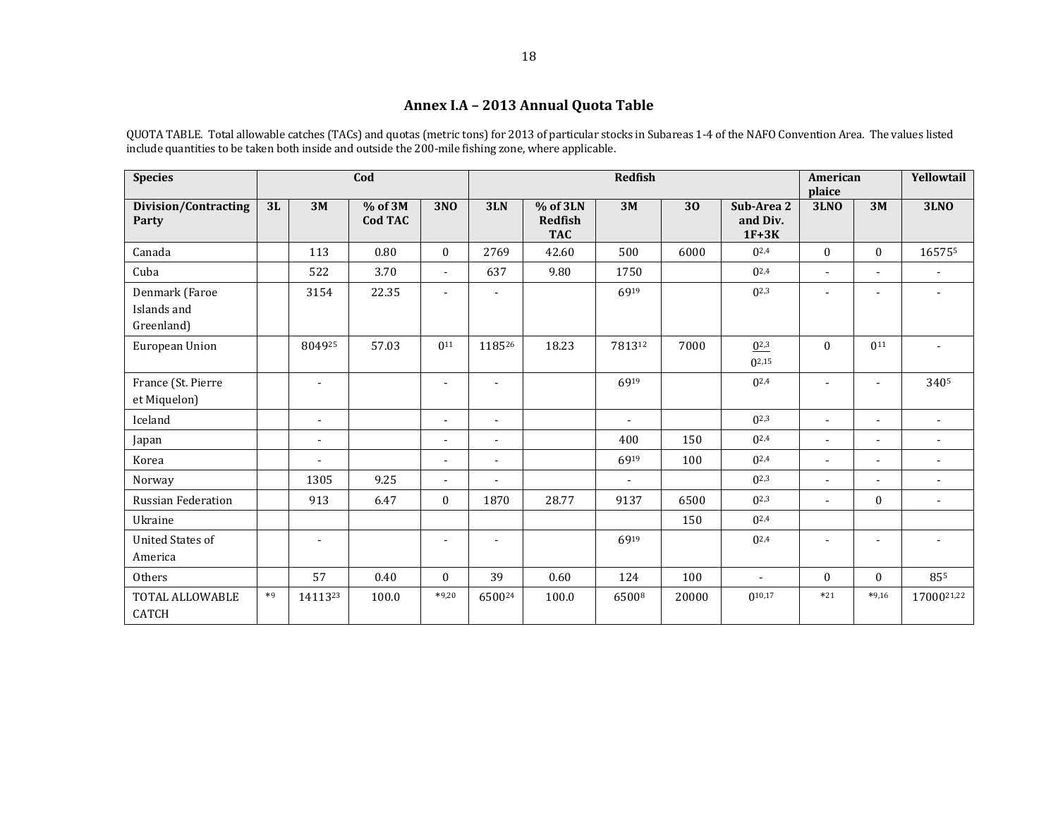## Annex I.A – 2013 Annual Quota Table

QUOTA TABLE. Total allowable catches (TACs) and quotas (metric tons) for 2013 of particular stocks in Subareas 1-4 of the NAFO Convention Area. The values listed include quantities to be taken both inside and outside the 200-mile fishing zone, where applicable.

| Species | Cod | | | | Redfish | | | | | American plaice | | Yellowtail |
|---|---|---|---|---|---|---|---|---|---|---|---|---|
| Division/Contracting Party | 3L | 3M | % of 3M Cod TAC | 3NO | 3LN | % of 3LN Redfish TAC | 3M | 3O | Sub-Area 2 and Div. 1F+3K | 3LNO | 3M | 3LNO |
| Canada | | 113 | 0.80 | 0 | 2769 | 42.60 | 500 | 6000 | 0[2,4] | 0 | 0 | 16575[5] |
| Cuba | | 522 | 3.70 | - | 637 | 9.80 | 1750 | | 0[2,4] | - | - | - |
| Denmark (Faroe Islands and Greenland) | | 3154 | 22.35 | - | - | | 69[19] | | 0[2,3] | - | - | - |
| European Union | | 8049[25] | 57.03 | 0[11] | 1185[26] | 18.23 | 7813[12] | 7000 | 0[2,3] / 0[2,15] | 0 | 0[11] | - |
| France (St. Pierre et Miquelon) | | - | | - | - | | 69[19] | | 0[2,4] | - | - | 340[5] |
| Iceland | | - | | - | - | | - | | 0[2,3] | - | - | - |
| Japan | | - | | - | - | | 400 | 150 | 0[2,4] | - | - | - |
| Korea | | - | | - | - | | 69[19] | 100 | 0[2,4] | - | - | - |
| Norway | | 1305 | 9.25 | - | - | | - | | 0[2,3] | - | - | - |
| Russian Federation | | 913 | 6.47 | 0 | 1870 | 28.77 | 9137 | 6500 | 0[2,3] | - | 0 | - |
| Ukraine | | | | | | | | 150 | 0[2,4] | | | |
| United States of America | | - | | - | - | | 69[19] | | 0[2,4] | - | - | - |
| Others | | 57 | 0.40 | 0 | 39 | 0.60 | 124 | 100 | - | 0 | 0 | 85[5] |
| TOTAL ALLOWABLE CATCH | *[9] | 14113[23] | 100.0 | *[9,20] | 6500[24] | 100.0 | 6500[8] | 20000 | 0[10,17] | *[21] | *[9,16] | 17000[21,22] |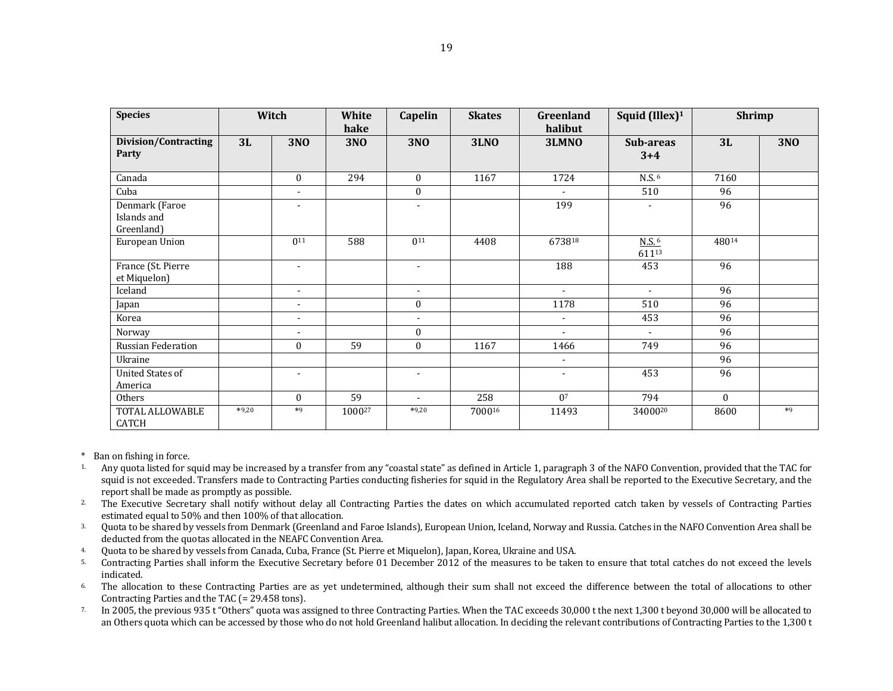| Species | Witch | | White hake | Capelin | Skates | Greenland halibut | Squid (Illex)[1] | Shrimp | |
|---|---|---|---|---|---|---|---|---|---|
| Division/Contracting Party | 3L | 3NO | 3NO | 3NO | 3LNO | 3LMNO | Sub-areas 3+4 | 3L | 3NO |
| Canada | | 0 | 294 | 0 | 1167 | 1724 | N.S.[6] | 7160 | |
| Cuba | | - | | 0 | | - | 510 | 96 | |
| Denmark (Faroe Islands and Greenland) | | - | | - | | 199 | - | 96 | |
| European Union | | 0[11] | 588 | 0[11] | 4408 | 6738[18] | N.S.[6] 611[13] | 480[14] | |
| France (St. Pierre et Miquelon) | | - | | - | | 188 | 453 | 96 | |
| Iceland | | - | | - | | - | - | 96 | |
| Japan | | - | | 0 | | 1178 | 510 | 96 | |
| Korea | | - | | - | | - | 453 | 96 | |
| Norway | | - | | 0 | | - | - | 96 | |
| Russian Federation | | 0 | 59 | 0 | 1167 | 1466 | 749 | 96 | |
| Ukraine | | | | | | - | | 96 | |
| United States of America | | - | | - | | - | 453 | 96 | |
| Others | | 0 | 59 | - | 258 | 0[7] | 794 | 0 | |
| TOTAL ALLOWABLE CATCH | *[9,20] | *[9] | 1000[27] | *[9,20] | 7000[16] | 11493 | 34000[20] | 8600 | *[9] |

\* Ban on fishing in force.

1. Any quota listed for squid may be increased by a transfer from any "coastal state" as defined in Article 1, paragraph 3 of the NAFO Convention, provided that the TAC for squid is not exceeded. Transfers made to Contracting Parties conducting fisheries for squid in the Regulatory Area shall be reported to the Executive Secretary, and the report shall be made as promptly as possible.
2. The Executive Secretary shall notify without delay all Contracting Parties the dates on which accumulated reported catch taken by vessels of Contracting Parties estimated equal to 50% and then 100% of that allocation.
3. Quota to be shared by vessels from Denmark (Greenland and Faroe Islands), European Union, Iceland, Norway and Russia. Catches in the NAFO Convention Area shall be deducted from the quotas allocated in the NEAFC Convention Area.
4. Quota to be shared by vessels from Canada, Cuba, France (St. Pierre et Miquelon), Japan, Korea, Ukraine and USA.
5. Contracting Parties shall inform the Executive Secretary before 01 December 2012 of the measures to be taken to ensure that total catches do not exceed the levels indicated.
6. The allocation to these Contracting Parties are as yet undetermined, although their sum shall not exceed the difference between the total of allocations to other Contracting Parties and the TAC (= 29.458 tons).
7. In 2005, the previous 935 t "Others" quota was assigned to three Contracting Parties. When the TAC exceeds 30,000 t the next 1,300 t beyond 30,000 will be allocated to an Others quota which can be accessed by those who do not hold Greenland halibut allocation. In deciding the relevant contributions of Contracting Parties to the 1,300 t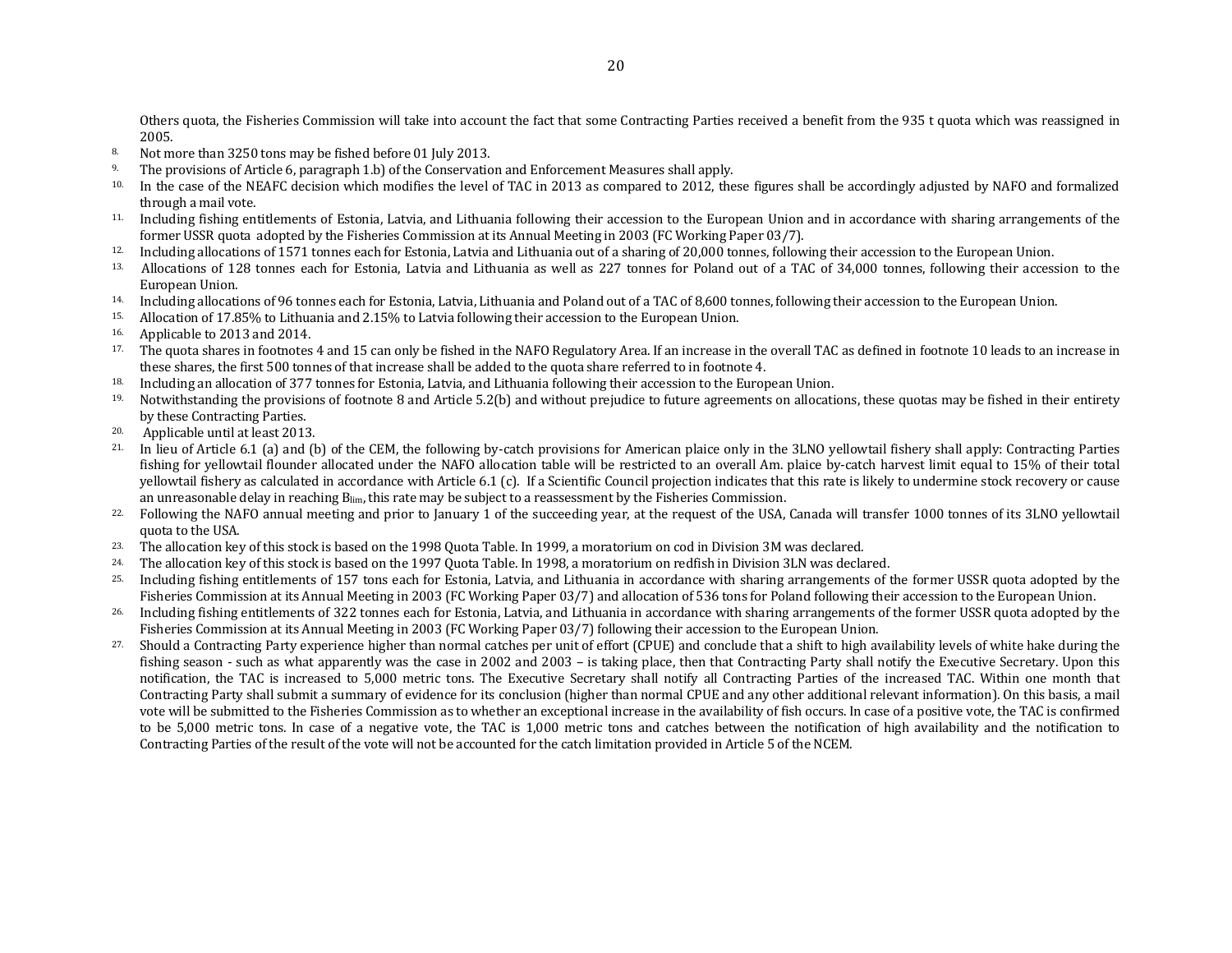Others quota, the Fisheries Commission will take into account the fact that some Contracting Parties received a benefit from the 935 t quota which was reassigned in 2005.

8. Not more than 3250 tons may be fished before 01 July 2013.
9. The provisions of Article 6, paragraph 1.b) of the Conservation and Enforcement Measures shall apply.
10. In the case of the NEAFC decision which modifies the level of TAC in 2013 as compared to 2012, these figures shall be accordingly adjusted by NAFO and formalized through a mail vote.
11. Including fishing entitlements of Estonia, Latvia, and Lithuania following their accession to the European Union and in accordance with sharing arrangements of the former USSR quota adopted by the Fisheries Commission at its Annual Meeting in 2003 (FC Working Paper 03/7).
12. Including allocations of 1571 tonnes each for Estonia, Latvia and Lithuania out of a sharing of 20,000 tonnes, following their accession to the European Union.
13. Allocations of 128 tonnes each for Estonia, Latvia and Lithuania as well as 227 tonnes for Poland out of a TAC of 34,000 tonnes, following their accession to the European Union.
14. Including allocations of 96 tonnes each for Estonia, Latvia, Lithuania and Poland out of a TAC of 8,600 tonnes, following their accession to the European Union.
15. Allocation of 17.85% to Lithuania and 2.15% to Latvia following their accession to the European Union.
16. Applicable to 2013 and 2014.
17. The quota shares in footnotes 4 and 15 can only be fished in the NAFO Regulatory Area. If an increase in the overall TAC as defined in footnote 10 leads to an increase in these shares, the first 500 tonnes of that increase shall be added to the quota share referred to in footnote 4.
18. Including an allocation of 377 tonnes for Estonia, Latvia, and Lithuania following their accession to the European Union.
19. Notwithstanding the provisions of footnote 8 and Article 5.2(b) and without prejudice to future agreements on allocations, these quotas may be fished in their entirety by these Contracting Parties.
20. Applicable until at least 2013.
21. In lieu of Article 6.1 (a) and (b) of the CEM, the following by-catch provisions for American plaice only in the 3LNO yellowtail fishery shall apply: Contracting Parties fishing for yellowtail flounder allocated under the NAFO allocation table will be restricted to an overall Am. plaice by-catch harvest limit equal to 15% of their total yellowtail fishery as calculated in accordance with Article 6.1 (c). If a Scientific Council projection indicates that this rate is likely to undermine stock recovery or cause an unreasonable delay in reaching $B_{lim}$, this rate may be subject to a reassessment by the Fisheries Commission.
22. Following the NAFO annual meeting and prior to January 1 of the succeeding year, at the request of the USA, Canada will transfer 1000 tonnes of its 3LNO yellowtail quota to the USA.
23. The allocation key of this stock is based on the 1998 Quota Table. In 1999, a moratorium on cod in Division 3M was declared.
24. The allocation key of this stock is based on the 1997 Quota Table. In 1998, a moratorium on redfish in Division 3LN was declared.
25. Including fishing entitlements of 157 tons each for Estonia, Latvia, and Lithuania in accordance with sharing arrangements of the former USSR quota adopted by the Fisheries Commission at its Annual Meeting in 2003 (FC Working Paper 03/7) and allocation of 536 tons for Poland following their accession to the European Union.
26. Including fishing entitlements of 322 tonnes each for Estonia, Latvia, and Lithuania in accordance with sharing arrangements of the former USSR quota adopted by the Fisheries Commission at its Annual Meeting in 2003 (FC Working Paper 03/7) following their accession to the European Union.
27. Should a Contracting Party experience higher than normal catches per unit of effort (CPUE) and conclude that a shift to high availability levels of white hake during the fishing season - such as what apparently was the case in 2002 and 2003 – is taking place, then that Contracting Party shall notify the Executive Secretary. Upon this notification, the TAC is increased to 5,000 metric tons. The Executive Secretary shall notify all Contracting Parties of the increased TAC. Within one month that Contracting Party shall submit a summary of evidence for its conclusion (higher than normal CPUE and any other additional relevant information). On this basis, a mail vote will be submitted to the Fisheries Commission as to whether an exceptional increase in the availability of fish occurs. In case of a positive vote, the TAC is confirmed to be 5,000 metric tons. In case of a negative vote, the TAC is 1,000 metric tons and catches between the notification of high availability and the notification to Contracting Parties of the result of the vote will not be accounted for the catch limitation provided in Article 5 of the NCEM.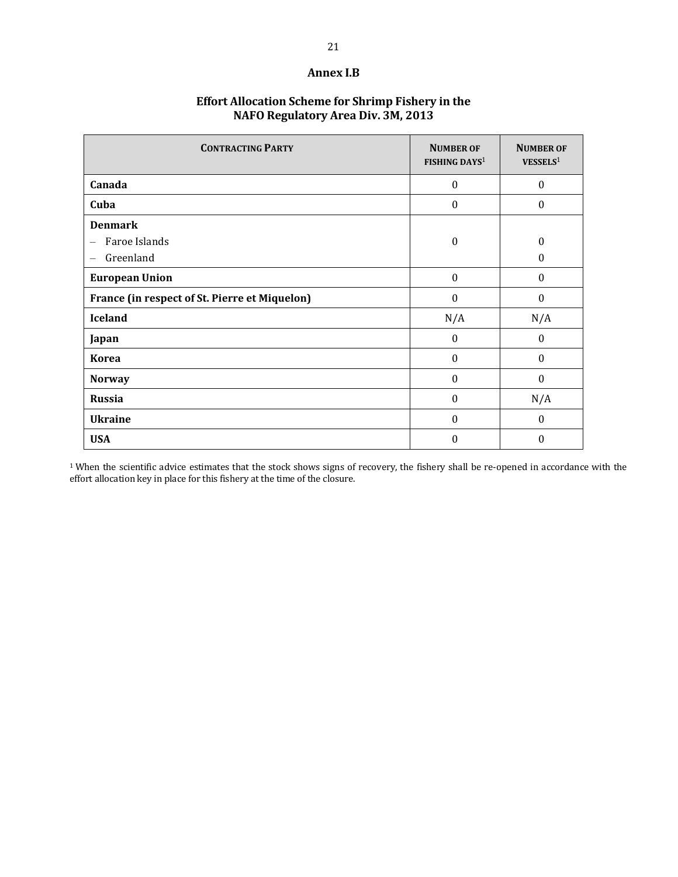## Annex I.B

### Effort Allocation Scheme for Shrimp Fishery in the NAFO Regulatory Area Div. 3M, 2013

| CONTRACTING PARTY | NUMBER OF FISHING DAYS[1] | NUMBER OF VESSELS[1] |
|---|---|---|
| **Canada** | 0 | 0 |
| **Cuba** | 0 | 0 |
| **Denmark** – Faroe Islands – Greenland | 0 | 0 0 |
| **European Union** | 0 | 0 |
| **France (in respect of St. Pierre et Miquelon)** | 0 | 0 |
| **Iceland** | N/A | N/A |
| **Japan** | 0 | 0 |
| **Korea** | 0 | 0 |
| **Norway** | 0 | 0 |
| **Russia** | 0 | N/A |
| **Ukraine** | 0 | 0 |
| **USA** | 0 | 0 |

[1] When the scientific advice estimates that the stock shows signs of recovery, the fishery shall be re-opened in accordance with the effort allocation key in place for this fishery at the time of the closure.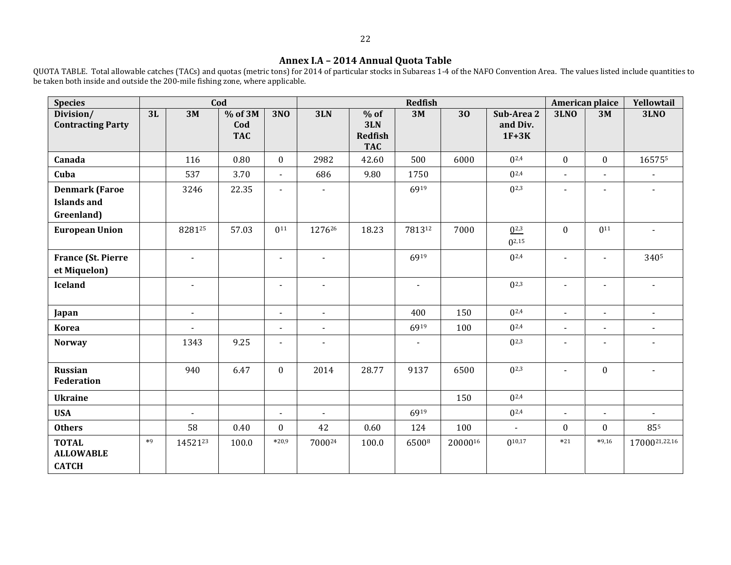## Annex I.A – 2014 Annual Quota Table

QUOTA TABLE. Total allowable catches (TACs) and quotas (metric tons) for 2014 of particular stocks in Subareas 1-4 of the NAFO Convention Area. The values listed include quantities to be taken both inside and outside the 200-mile fishing zone, where applicable.

| Species | Cod | | | | Redfish | | | | | American plaice | | Yellowtail |
|---|---|---|---|---|---|---|---|---|---|---|---|---|
| **Division/ Contracting Party** | **3L** | **3M** | **% of 3M Cod TAC** | **3NO** | **3LN** | **% of 3LN Redfish TAC** | **3M** | **3O** | **Sub-Area 2 and Div. 1F+3K** | **3LNO** | **3M** | **3LNO** |
| **Canada** | | 116 | 0.80 | 0 | 2982 | 42.60 | 500 | 6000 | 0[2,4] | 0 | 0 | 16575[5] |
| **Cuba** | | 537 | 3.70 | - | 686 | 9.80 | 1750 | | 0[2,4] | - | - | - |
| **Denmark (Faroe Islands and Greenland)** | | 3246 | 22.35 | - | - | | 69[19] | | 0[2,3] | - | - | - |
| **European Union** | | 8281[25] | 57.03 | 0[11] | 1276[26] | 18.23 | 7813[12] | 7000 | 0[2,3] 0[2,15] | 0 | 0[11] | - |
| **France (St. Pierre et Miquelon)** | | - | | - | - | | 69[19] | | 0[2,4] | - | - | 340[5] |
| **Iceland** | | - | | - | - | | - | | 0[2,3] | - | - | - |
| **Japan** | | - | | - | - | | 400 | 150 | 0[2,4] | - | - | - |
| **Korea** | | - | | - | - | | 69[19] | 100 | 0[2,4] | - | - | - |
| **Norway** | | 1343 | 9.25 | - | - | | - | | 0[2,3] | - | - | - |
| **Russian Federation** | | 940 | 6.47 | 0 | 2014 | 28.77 | 9137 | 6500 | 0[2,3] | - | 0 | - |
| **Ukraine** | | | | | | | | 150 | 0[2,4] | | | |
| **USA** | | - | | - | - | | 69[19] | | 0[2,4] | - | - | - |
| **Others** | | 58 | 0.40 | 0 | 42 | 0.60 | 124 | 100 | - | 0 | 0 | 85[5] |
| **TOTAL ALLOWABLE CATCH** | *[9] | 14521[23] | 100.0 | *[20,9] | 7000[24] | 100.0 | 6500[8] | 20000[16] | 0[10,17] | *[21] | *[9,16] | 17000[21,22,16] |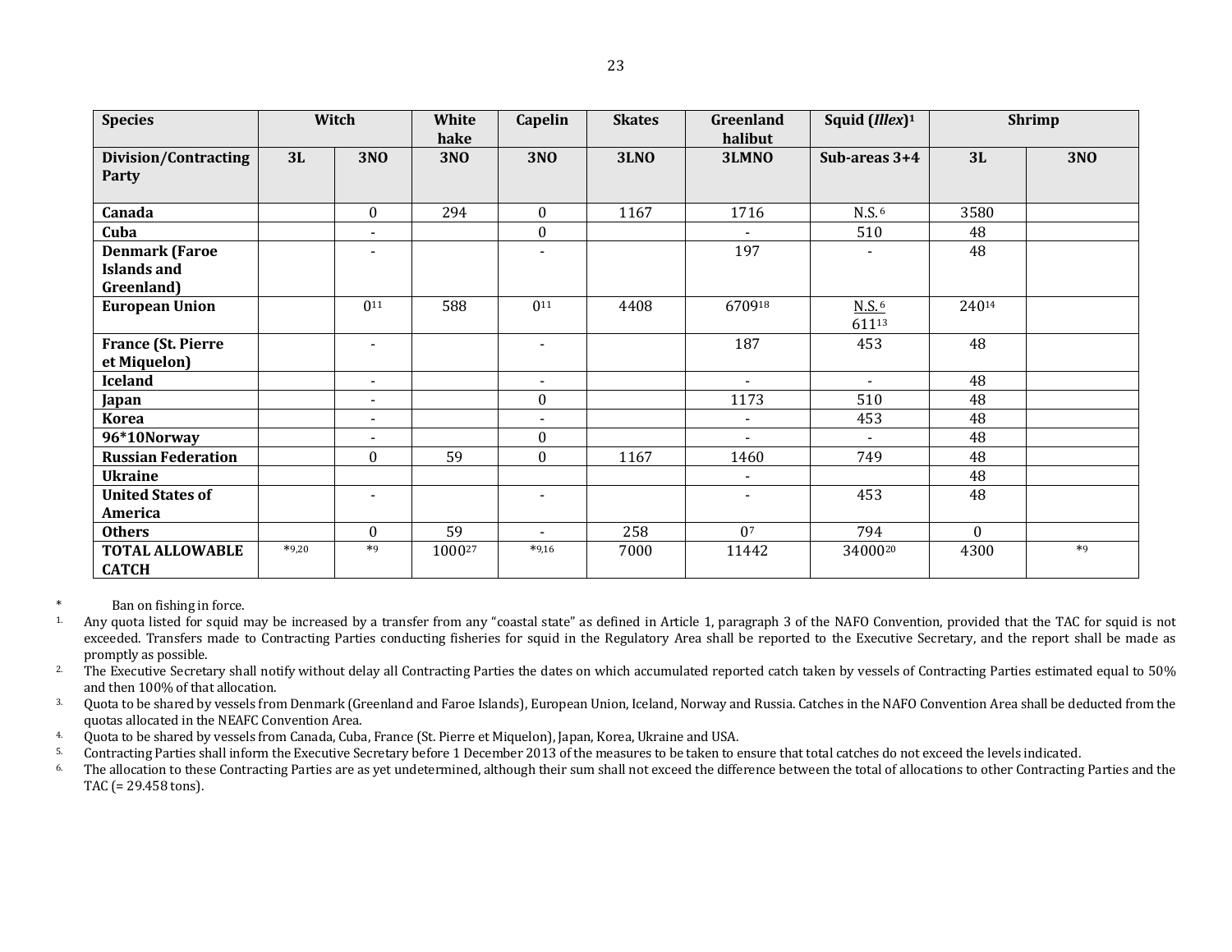| Species | Witch | | White hake | Capelin | Skates | Greenland halibut | Squid (*Illex*)[1] | Shrimp | |
|---|---|---|---|---|---|---|---|---|---|
| **Division/Contracting Party** | **3L** | **3NO** | **3NO** | **3NO** | **3LNO** | **3LMNO** | **Sub-areas 3+4** | **3L** | **3NO** |
| **Canada** | | 0 | 294 | 0 | 1167 | 1716 | N.S.[6] | 3580 | |
| **Cuba** | | - | | 0 | | - | 510 | 48 | |
| **Denmark (Faroe Islands and Greenland)** | | - | | - | | 197 | - | 48 | |
| **European Union** | | 0[11] | 588 | 0[11] | 4408 | 6709[18] | N.S.[6] 611[13] | 240[14] | |
| **France (St. Pierre et Miquelon)** | | - | | - | | 187 | 453 | 48 | |
| **Iceland** | | - | | - | | - | - | 48 | |
| **Japan** | | - | | 0 | | 1173 | 510 | 48 | |
| **Korea** | | - | | - | | - | 453 | 48 | |
| **96*10Norway** | | - | | 0 | | - | - | 48 | |
| **Russian Federation** | | 0 | 59 | 0 | 1167 | 1460 | 749 | 48 | |
| **Ukraine** | | | | | | - | | 48 | |
| **United States of America** | | - | | - | | - | 453 | 48 | |
| **Others** | | 0 | 59 | - | 258 | 0[7] | 794 | 0 | |
| **TOTAL ALLOWABLE CATCH** | *[9,20] | *[9] | 1000[27] | *[9,16] | 7000 | 11442 | 34000[20] | 4300 | *[9] |

\* Ban on fishing in force.

1. Any quota listed for squid may be increased by a transfer from any "coastal state" as defined in Article 1, paragraph 3 of the NAFO Convention, provided that the TAC for squid is not exceeded. Transfers made to Contracting Parties conducting fisheries for squid in the Regulatory Area shall be reported to the Executive Secretary, and the report shall be made as promptly as possible.
2. The Executive Secretary shall notify without delay all Contracting Parties the dates on which accumulated reported catch taken by vessels of Contracting Parties estimated equal to 50% and then 100% of that allocation.
3. Quota to be shared by vessels from Denmark (Greenland and Faroe Islands), European Union, Iceland, Norway and Russia. Catches in the NAFO Convention Area shall be deducted from the quotas allocated in the NEAFC Convention Area.
4. Quota to be shared by vessels from Canada, Cuba, France (St. Pierre et Miquelon), Japan, Korea, Ukraine and USA.
5. Contracting Parties shall inform the Executive Secretary before 1 December 2013 of the measures to be taken to ensure that total catches do not exceed the levels indicated.
6. The allocation to these Contracting Parties are as yet undetermined, although their sum shall not exceed the difference between the total of allocations to other Contracting Parties and the TAC (= 29.458 tons).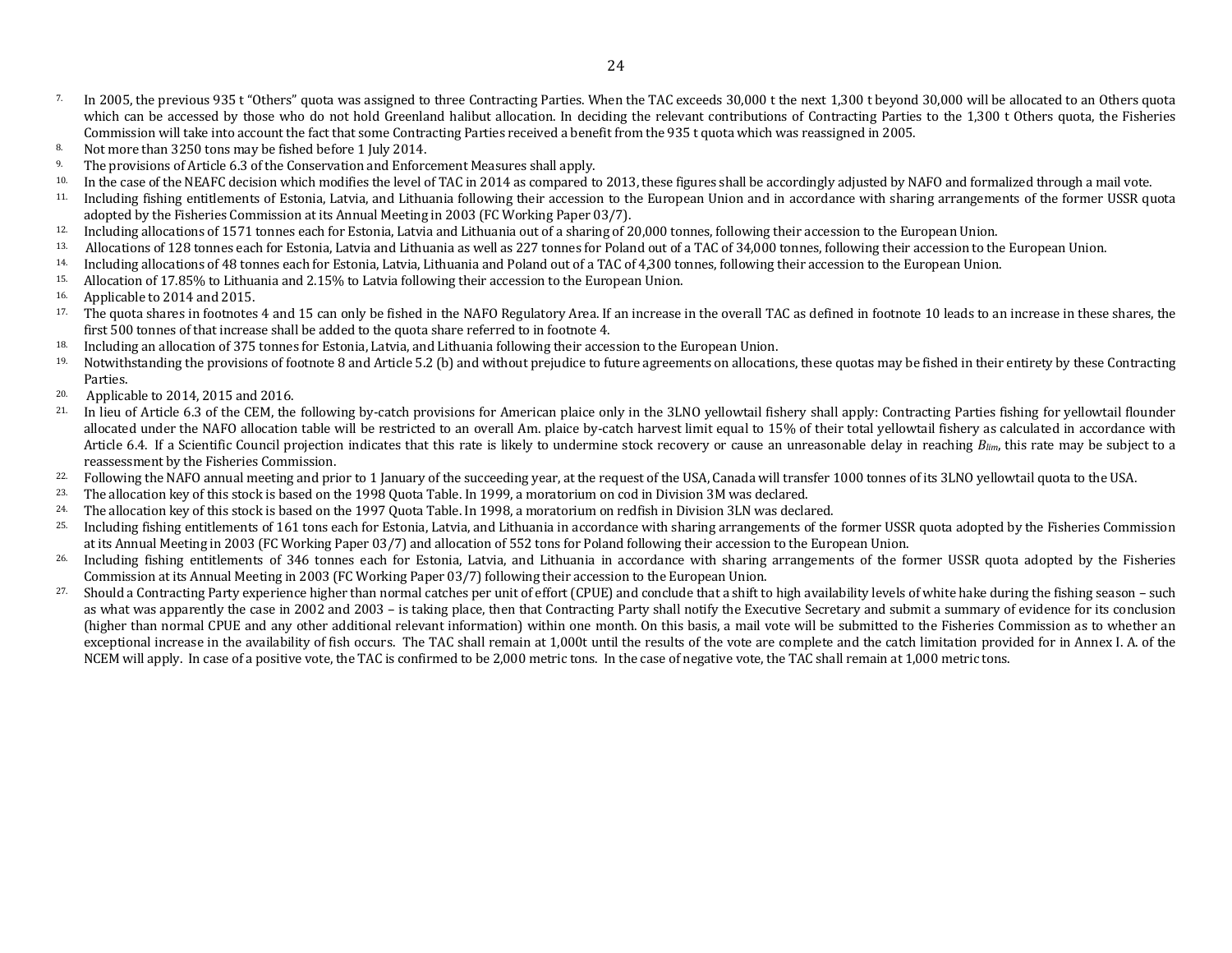7. In 2005, the previous 935 t "Others" quota was assigned to three Contracting Parties. When the TAC exceeds 30,000 t the next 1,300 t beyond 30,000 will be allocated to an Others quota which can be accessed by those who do not hold Greenland halibut allocation. In deciding the relevant contributions of Contracting Parties to the 1,300 t Others quota, the Fisheries Commission will take into account the fact that some Contracting Parties received a benefit from the 935 t quota which was reassigned in 2005.
8. Not more than 3250 tons may be fished before 1 July 2014.
9. The provisions of Article 6.3 of the Conservation and Enforcement Measures shall apply.
10. In the case of the NEAFC decision which modifies the level of TAC in 2014 as compared to 2013, these figures shall be accordingly adjusted by NAFO and formalized through a mail vote.
11. Including fishing entitlements of Estonia, Latvia, and Lithuania following their accession to the European Union and in accordance with sharing arrangements of the former USSR quota adopted by the Fisheries Commission at its Annual Meeting in 2003 (FC Working Paper 03/7).
12. Including allocations of 1571 tonnes each for Estonia, Latvia and Lithuania out of a sharing of 20,000 tonnes, following their accession to the European Union.
13. Allocations of 128 tonnes each for Estonia, Latvia and Lithuania as well as 227 tonnes for Poland out of a TAC of 34,000 tonnes, following their accession to the European Union.
14. Including allocations of 48 tonnes each for Estonia, Latvia, Lithuania and Poland out of a TAC of 4,300 tonnes, following their accession to the European Union.
15. Allocation of 17.85% to Lithuania and 2.15% to Latvia following their accession to the European Union.
16. Applicable to 2014 and 2015.
17. The quota shares in footnotes 4 and 15 can only be fished in the NAFO Regulatory Area. If an increase in the overall TAC as defined in footnote 10 leads to an increase in these shares, the first 500 tonnes of that increase shall be added to the quota share referred to in footnote 4.
18. Including an allocation of 375 tonnes for Estonia, Latvia, and Lithuania following their accession to the European Union.
19. Notwithstanding the provisions of footnote 8 and Article 5.2 (b) and without prejudice to future agreements on allocations, these quotas may be fished in their entirety by these Contracting Parties.
20. Applicable to 2014, 2015 and 2016.
21. In lieu of Article 6.3 of the CEM, the following by-catch provisions for American plaice only in the 3LNO yellowtail fishery shall apply: Contracting Parties fishing for yellowtail flounder allocated under the NAFO allocation table will be restricted to an overall Am. plaice by-catch harvest limit equal to 15% of their total yellowtail fishery as calculated in accordance with Article 6.4. If a Scientific Council projection indicates that this rate is likely to undermine stock recovery or cause an unreasonable delay in reaching $B_{lim}$, this rate may be subject to a reassessment by the Fisheries Commission.
22. Following the NAFO annual meeting and prior to 1 January of the succeeding year, at the request of the USA, Canada will transfer 1000 tonnes of its 3LNO yellowtail quota to the USA.
23. The allocation key of this stock is based on the 1998 Quota Table. In 1999, a moratorium on cod in Division 3M was declared.
24. The allocation key of this stock is based on the 1997 Quota Table. In 1998, a moratorium on redfish in Division 3LN was declared.
25. Including fishing entitlements of 161 tons each for Estonia, Latvia, and Lithuania in accordance with sharing arrangements of the former USSR quota adopted by the Fisheries Commission at its Annual Meeting in 2003 (FC Working Paper 03/7) and allocation of 552 tons for Poland following their accession to the European Union.
26. Including fishing entitlements of 346 tonnes each for Estonia, Latvia, and Lithuania in accordance with sharing arrangements of the former USSR quota adopted by the Fisheries Commission at its Annual Meeting in 2003 (FC Working Paper 03/7) following their accession to the European Union.
27. Should a Contracting Party experience higher than normal catches per unit of effort (CPUE) and conclude that a shift to high availability levels of white hake during the fishing season – such as what was apparently the case in 2002 and 2003 – is taking place, then that Contracting Party shall notify the Executive Secretary and submit a summary of evidence for its conclusion (higher than normal CPUE and any other additional relevant information) within one month. On this basis, a mail vote will be submitted to the Fisheries Commission as to whether an exceptional increase in the availability of fish occurs. The TAC shall remain at 1,000t until the results of the vote are complete and the catch limitation provided for in Annex I. A. of the NCEM will apply. In case of a positive vote, the TAC is confirmed to be 2,000 metric tons. In the case of negative vote, the TAC shall remain at 1,000 metric tons.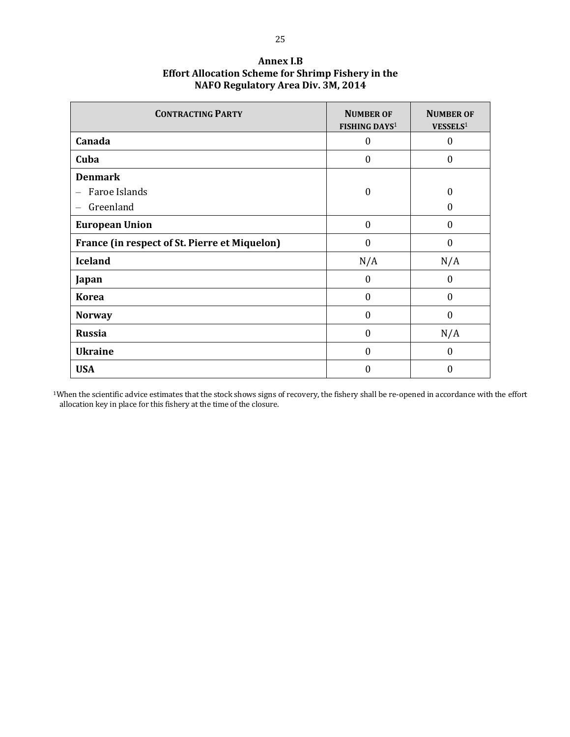## Annex I.B
## Effort Allocation Scheme for Shrimp Fishery in the NAFO Regulatory Area Div. 3M, 2014

| CONTRACTING PARTY | NUMBER OF FISHING DAYS[1] | NUMBER OF VESSELS[1] |
|---|---|---|
| **Canada** | 0 | 0 |
| **Cuba** | 0 | 0 |
| **Denmark** | | |
| – Faroe Islands | 0 | 0 |
| – Greenland | | 0 |
| **European Union** | 0 | 0 |
| **France (in respect of St. Pierre et Miquelon)** | 0 | 0 |
| **Iceland** | N/A | N/A |
| **Japan** | 0 | 0 |
| **Korea** | 0 | 0 |
| **Norway** | 0 | 0 |
| **Russia** | 0 | N/A |
| **Ukraine** | 0 | 0 |
| **USA** | 0 | 0 |

[1]When the scientific advice estimates that the stock shows signs of recovery, the fishery shall be re-opened in accordance with the effort allocation key in place for this fishery at the time of the closure.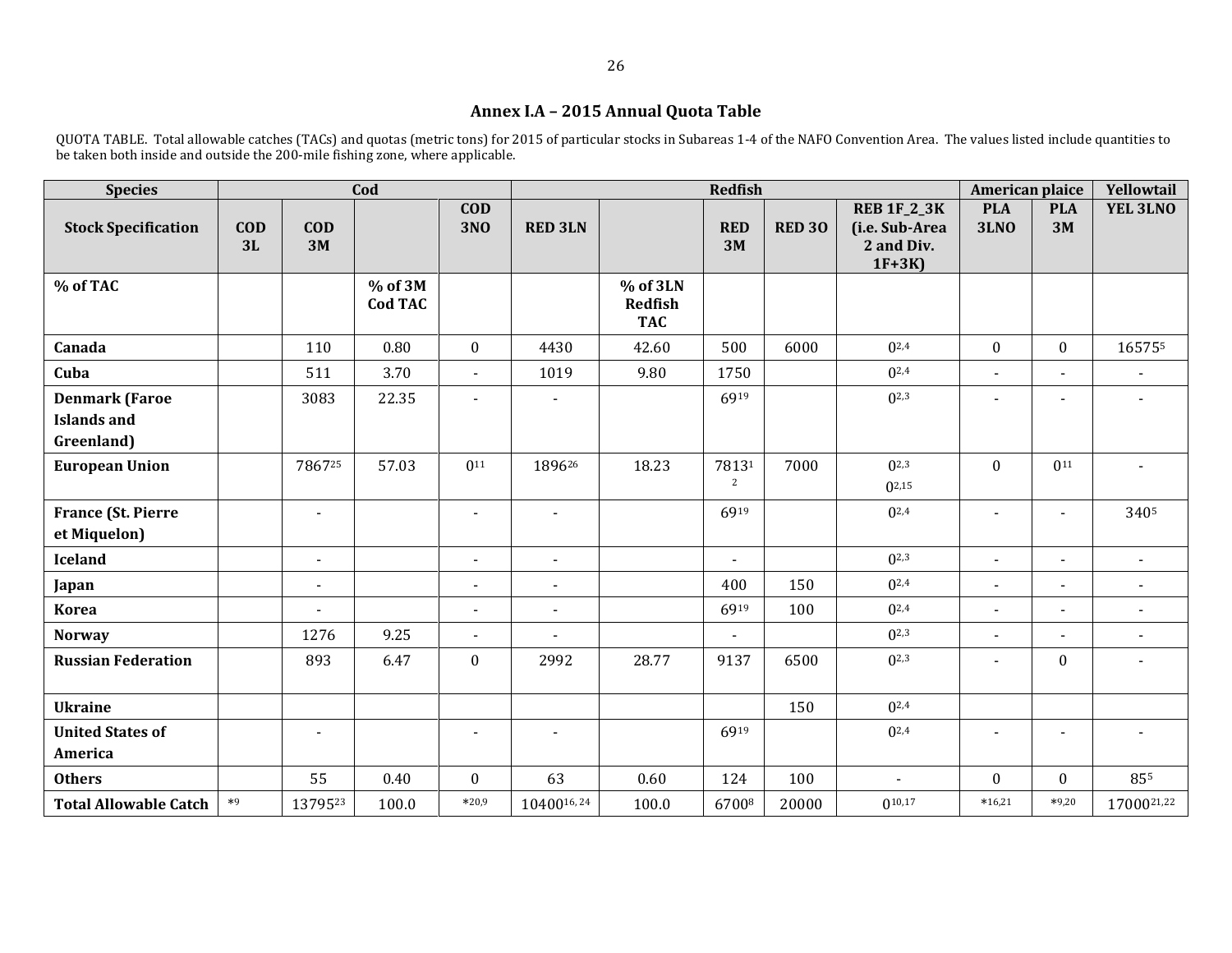## Annex I.A – 2015 Annual Quota Table

QUOTA TABLE. Total allowable catches (TACs) and quotas (metric tons) for 2015 of particular stocks in Subareas 1-4 of the NAFO Convention Area. The values listed include quantities to be taken both inside and outside the 200-mile fishing zone, where applicable.

| Species | Cod | | | | Redfish | | | | | American plaice | | Yellowtail |
|---|---|---|---|---|---|---|---|---|---|---|---|---|
| **Stock Specification** | **COD 3L** | **COD 3M** | | **COD 3NO** | **RED 3LN** | | **RED 3M** | **RED 3O** | **REB 1F_2_3K (i.e. Sub-Area 2 and Div. 1F+3K)** | **PLA 3LNO** | **PLA 3M** | **YEL 3LNO** |
| **% of TAC** | | | **% of 3M Cod TAC** | | | **% of 3LN Redfish TAC** | | | | | | |
| **Canada** | | 110 | 0.80 | 0 | 4430 | 42.60 | 500 | 6000 | 0[2,4] | 0 | 0 | 16575[5] |
| **Cuba** | | 511 | 3.70 | - | 1019 | 9.80 | 1750 | | 0[2,4] | - | - | - |
| **Denmark (Faroe Islands and Greenland)** | | 3083 | 22.35 | - | - | | 69[19] | | 0[2,3] | - | - | - |
| **European Union** | | 7867[25] | 57.03 | 0[11] | 1896[26] | 18.23 | 7813[12] | 7000 | 0[2,3] 0[2,15] | 0 | 0[11] | - |
| **France (St. Pierre et Miquelon)** | | - | | - | - | | 69[19] | | 0[2,4] | - | - | 340[5] |
| **Iceland** | | - | | - | - | | - | | 0[2,3] | - | - | - |
| **Japan** | | - | | - | - | | 400 | 150 | 0[2,4] | - | - | - |
| **Korea** | | - | | - | - | | 69[19] | 100 | 0[2,4] | - | - | - |
| **Norway** | | 1276 | 9.25 | - | - | | - | | 0[2,3] | - | - | - |
| **Russian Federation** | | 893 | 6.47 | 0 | 2992 | 28.77 | 9137 | 6500 | 0[2,3] | - | 0 | - |
| **Ukraine** | | | | | | | | 150 | 0[2,4] | | | |
| **United States of America** | | - | | - | - | | 69[19] | | 0[2,4] | - | - | - |
| **Others** | | 55 | 0.40 | 0 | 63 | 0.60 | 124 | 100 | - | 0 | 0 | 85[5] |
| **Total Allowable Catch** | *[9] | 13795[23] | 100.0 | *[20,9] | 10400[16,24] | 100.0 | 6700[8] | 20000 | 0[10,17] | *[16,21] | *[9,20] | 17000[21,22] |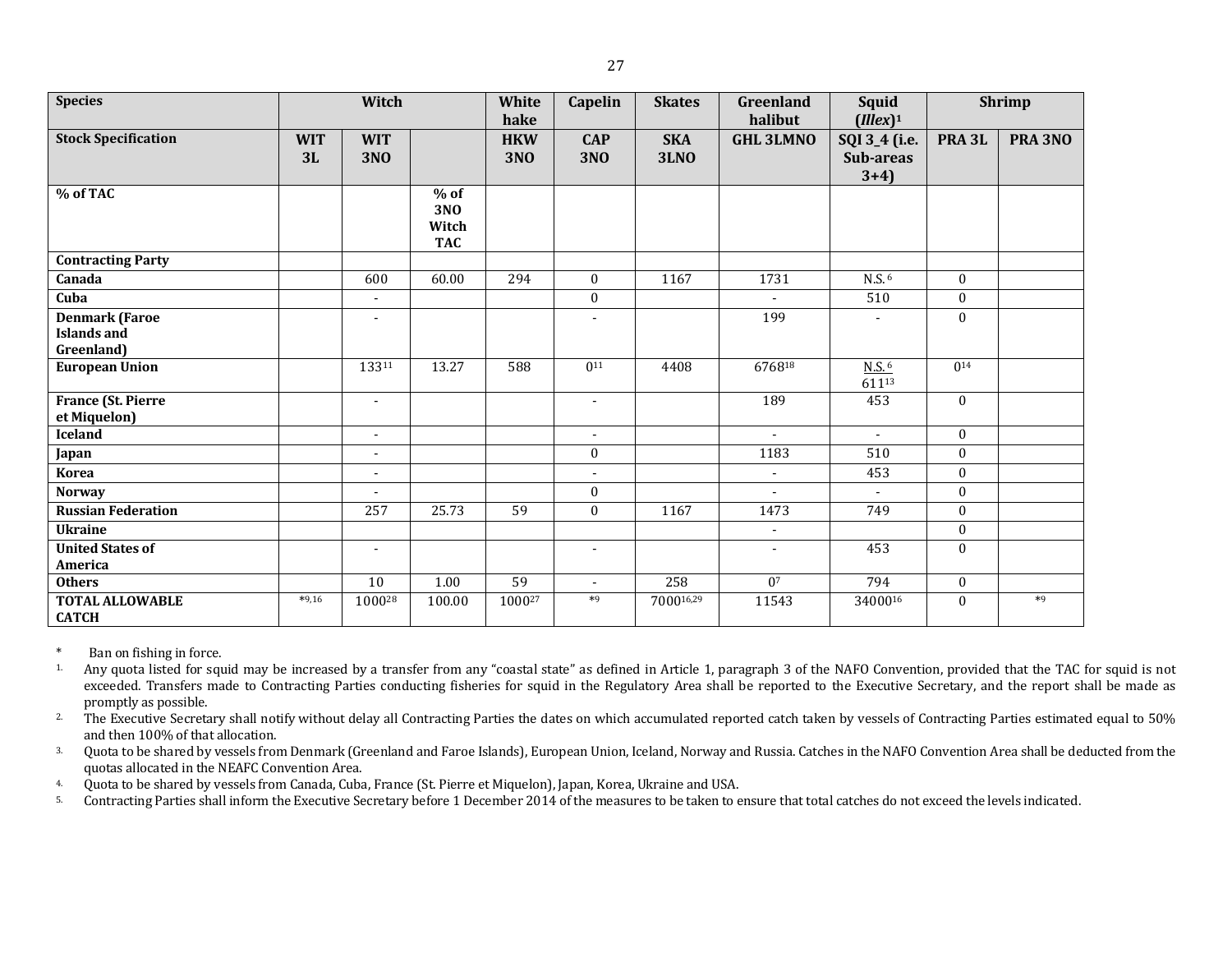| Species | Witch | | | White hake | Capelin | Skates | Greenland halibut | Squid (*Illex*)[1] | Shrimp | |
|---|---|---|---|---|---|---|---|---|---|---|
| **Stock Specification** | **WIT 3L** | **WIT 3NO** | | **HKW 3NO** | **CAP 3NO** | **SKA 3LNO** | **GHL 3LMNO** | **SQI 3_4 (i.e. Sub-areas 3+4)** | **PRA 3L** | **PRA 3NO** |
| **% of TAC** | | | **% of 3NO Witch TAC** | | | | | | | |
| **Contracting Party** | | | | | | | | | | |
| **Canada** | | 600 | 60.00 | 294 | 0 | 1167 | 1731 | N.S.[6] | 0 | |
| **Cuba** | | - | | | 0 | | - | 510 | 0 | |
| **Denmark (Faroe Islands and Greenland)** | | - | | | - | | 199 | - | 0 | |
| **European Union** | | 133[11] | 13.27 | 588 | 0[11] | 4408 | 6768[18] | N.S.[6] 611[13] | 0[14] | |
| **France (St. Pierre et Miquelon)** | | - | | | - | | 189 | 453 | 0 | |
| **Iceland** | | - | | | - | | - | - | 0 | |
| **Japan** | | - | | | 0 | | 1183 | 510 | 0 | |
| **Korea** | | - | | | - | | - | 453 | 0 | |
| **Norway** | | - | | | 0 | | - | - | 0 | |
| **Russian Federation** | | 257 | 25.73 | 59 | 0 | 1167 | 1473 | 749 | 0 | |
| **Ukraine** | | | | | | | - | | 0 | |
| **United States of America** | | - | | | - | | - | 453 | 0 | |
| **Others** | | 10 | 1.00 | 59 | - | 258 | 0[7] | 794 | 0 | |
| **TOTAL ALLOWABLE CATCH** | *[9,16] | 1000[28] | 100.00 | 1000[27] | *[9] | 7000[16,29] | 11543 | 3400[16] | 0 | *[9] |

\* Ban on fishing in force.

1. Any quota listed for squid may be increased by a transfer from any "coastal state" as defined in Article 1, paragraph 3 of the NAFO Convention, provided that the TAC for squid is not exceeded. Transfers made to Contracting Parties conducting fisheries for squid in the Regulatory Area shall be reported to the Executive Secretary, and the report shall be made as promptly as possible.
2. The Executive Secretary shall notify without delay all Contracting Parties the dates on which accumulated reported catch taken by vessels of Contracting Parties estimated equal to 50% and then 100% of that allocation.
3. Quota to be shared by vessels from Denmark (Greenland and Faroe Islands), European Union, Iceland, Norway and Russia. Catches in the NAFO Convention Area shall be deducted from the quotas allocated in the NEAFC Convention Area.
4. Quota to be shared by vessels from Canada, Cuba, France (St. Pierre et Miquelon), Japan, Korea, Ukraine and USA.
5. Contracting Parties shall inform the Executive Secretary before 1 December 2014 of the measures to be taken to ensure that total catches do not exceed the levels indicated.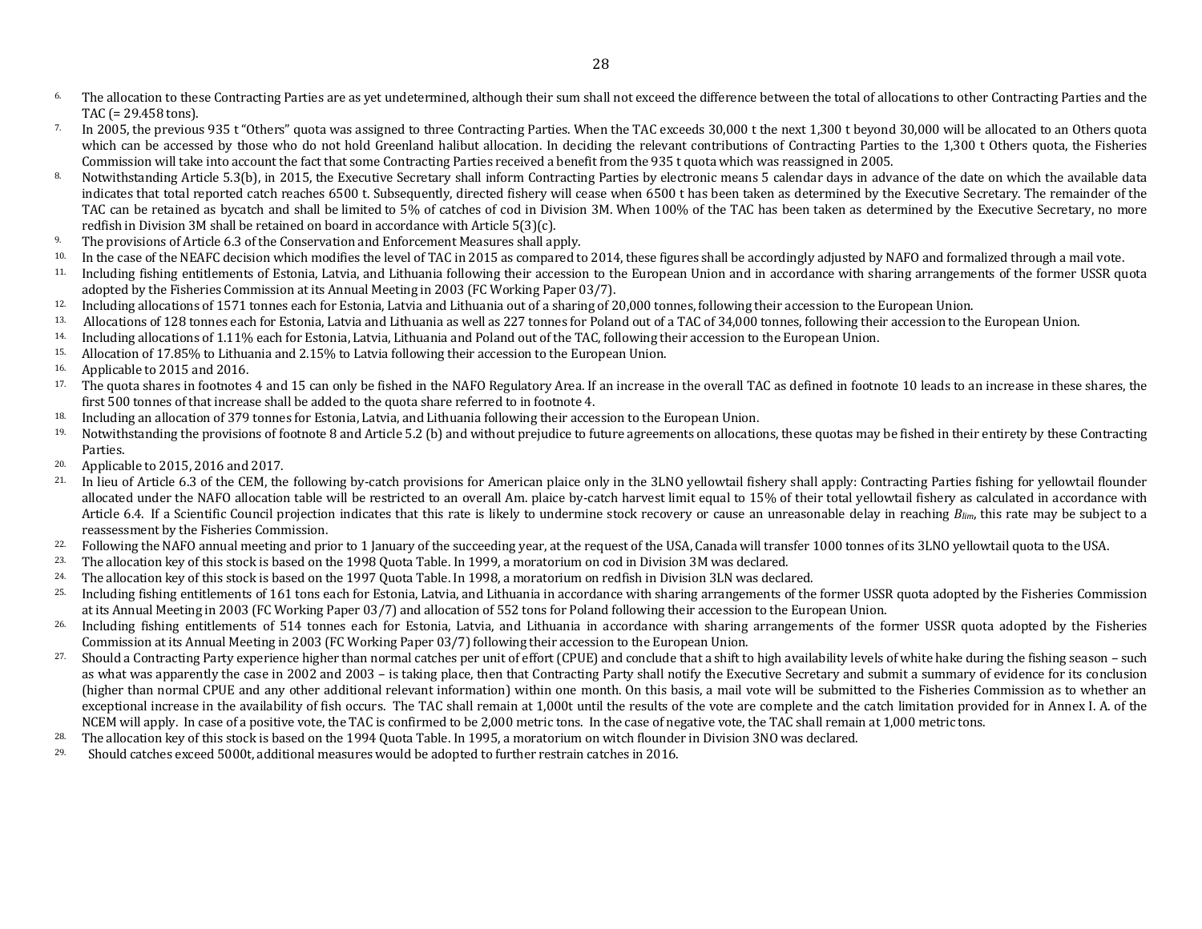6. The allocation to these Contracting Parties are as yet undetermined, although their sum shall not exceed the difference between the total of allocations to other Contracting Parties and the TAC (= 29.458 tons).
7. In 2005, the previous 935 t "Others" quota was assigned to three Contracting Parties. When the TAC exceeds 30,000 t the next 1,300 t beyond 30,000 will be allocated to an Others quota which can be accessed by those who do not hold Greenland halibut allocation. In deciding the relevant contributions of Contracting Parties to the 1,300 t Others quota, the Fisheries Commission will take into account the fact that some Contracting Parties received a benefit from the 935 t quota which was reassigned in 2005.
8. Notwithstanding Article 5.3(b), in 2015, the Executive Secretary shall inform Contracting Parties by electronic means 5 calendar days in advance of the date on which the available data indicates that total reported catch reaches 6500 t. Subsequently, directed fishery will cease when 6500 t has been taken as determined by the Executive Secretary. The remainder of the TAC can be retained as bycatch and shall be limited to 5% of catches of cod in Division 3M. When 100% of the TAC has been taken as determined by the Executive Secretary, no more redfish in Division 3M shall be retained on board in accordance with Article 5(3)(c).
9. The provisions of Article 6.3 of the Conservation and Enforcement Measures shall apply.
10. In the case of the NEAFC decision which modifies the level of TAC in 2015 as compared to 2014, these figures shall be accordingly adjusted by NAFO and formalized through a mail vote.
11. Including fishing entitlements of Estonia, Latvia, and Lithuania following their accession to the European Union and in accordance with sharing arrangements of the former USSR quota adopted by the Fisheries Commission at its Annual Meeting in 2003 (FC Working Paper 03/7).
12. Including allocations of 1571 tonnes each for Estonia, Latvia and Lithuania out of a sharing of 20,000 tonnes, following their accession to the European Union.
13. Allocations of 128 tonnes each for Estonia, Latvia and Lithuania as well as 227 tonnes for Poland out of a TAC of 34,000 tonnes, following their accession to the European Union.
14. Including allocations of 1.11% each for Estonia, Latvia, Lithuania and Poland out of the TAC, following their accession to the European Union.
15. Allocation of 17.85% to Lithuania and 2.15% to Latvia following their accession to the European Union.
16. Applicable to 2015 and 2016.
17. The quota shares in footnotes 4 and 15 can only be fished in the NAFO Regulatory Area. If an increase in the overall TAC as defined in footnote 10 leads to an increase in these shares, the first 500 tonnes of that increase shall be added to the quota share referred to in footnote 4.
18. Including an allocation of 379 tonnes for Estonia, Latvia, and Lithuania following their accession to the European Union.
19. Notwithstanding the provisions of footnote 8 and Article 5.2 (b) and without prejudice to future agreements on allocations, these quotas may be fished in their entirety by these Contracting Parties.
20. Applicable to 2015, 2016 and 2017.
21. In lieu of Article 6.3 of the CEM, the following by-catch provisions for American plaice only in the 3LNO yellowtail fishery shall apply: Contracting Parties fishing for yellowtail flounder allocated under the NAFO allocation table will be restricted to an overall Am. plaice by-catch harvest limit equal to 15% of their total yellowtail fishery as calculated in accordance with Article 6.4. If a Scientific Council projection indicates that this rate is likely to undermine stock recovery or cause an unreasonable delay in reaching $B_{lim}$, this rate may be subject to a reassessment by the Fisheries Commission.
22. Following the NAFO annual meeting and prior to 1 January of the succeeding year, at the request of the USA, Canada will transfer 1000 tonnes of its 3LNO yellowtail quota to the USA.
23. The allocation key of this stock is based on the 1998 Quota Table. In 1999, a moratorium on cod in Division 3M was declared.
24. The allocation key of this stock is based on the 1997 Quota Table. In 1998, a moratorium on redfish in Division 3LN was declared.
25. Including fishing entitlements of 161 tons each for Estonia, Latvia, and Lithuania in accordance with sharing arrangements of the former USSR quota adopted by the Fisheries Commission at its Annual Meeting in 2003 (FC Working Paper 03/7) and allocation of 552 tons for Poland following their accession to the European Union.
26. Including fishing entitlements of 514 tonnes each for Estonia, Latvia, and Lithuania in accordance with sharing arrangements of the former USSR quota adopted by the Fisheries Commission at its Annual Meeting in 2003 (FC Working Paper 03/7) following their accession to the European Union.
27. Should a Contracting Party experience higher than normal catches per unit of effort (CPUE) and conclude that a shift to high availability levels of white hake during the fishing season – such as what was apparently the case in 2002 and 2003 – is taking place, then that Contracting Party shall notify the Executive Secretary and submit a summary of evidence for its conclusion (higher than normal CPUE and any other additional relevant information) within one month. On this basis, a mail vote will be submitted to the Fisheries Commission as to whether an exceptional increase in the availability of fish occurs. The TAC shall remain at 1,000t until the results of the vote are complete and the catch limitation provided for in Annex I. A. of the NCEM will apply. In case of a positive vote, the TAC is confirmed to be 2,000 metric tons. In the case of negative vote, the TAC shall remain at 1,000 metric tons.
28. The allocation key of this stock is based on the 1994 Quota Table. In 1995, a moratorium on witch flounder in Division 3NO was declared.
29. Should catches exceed 5000t, additional measures would be adopted to further restrain catches in 2016.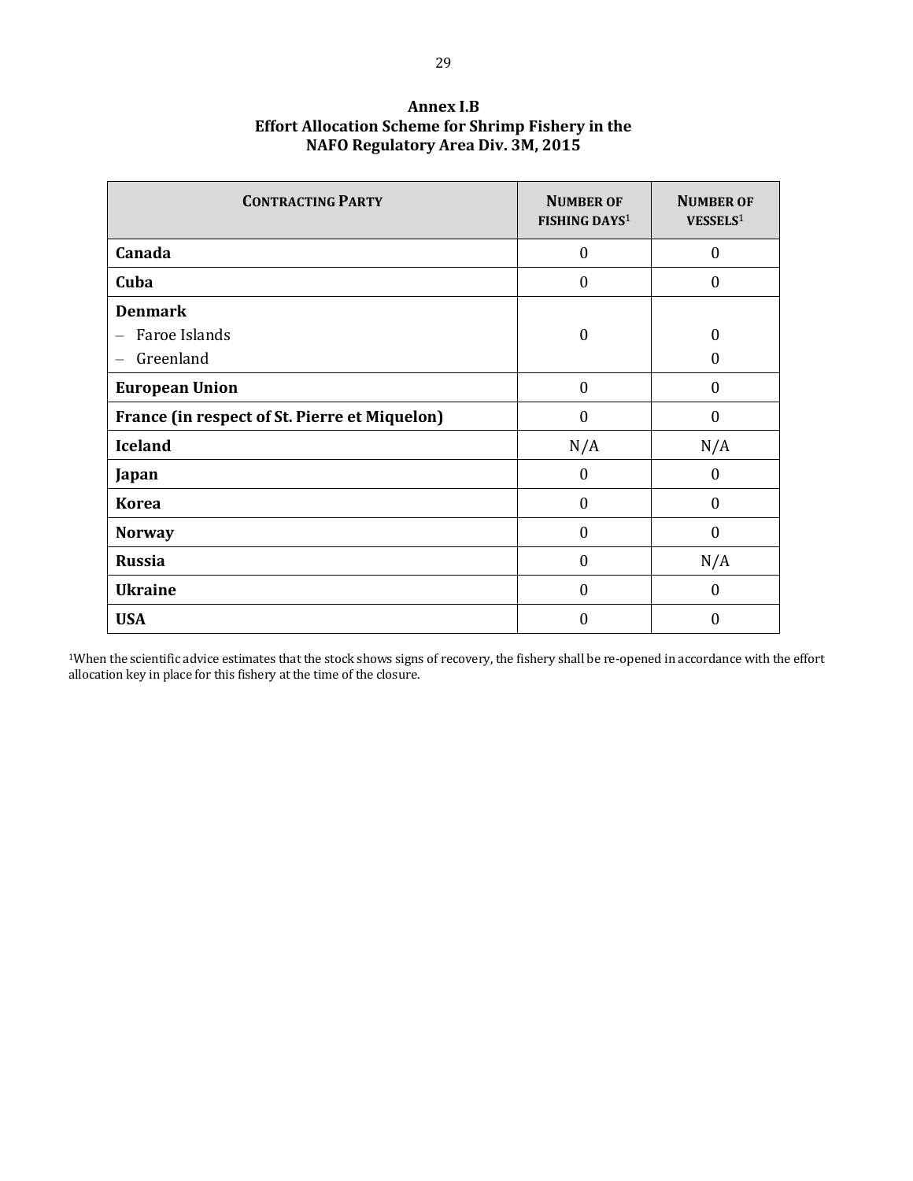## Annex I.B
## Effort Allocation Scheme for Shrimp Fishery in the NAFO Regulatory Area Div. 3M, 2015

| CONTRACTING PARTY | NUMBER OF FISHING DAYS[1] | NUMBER OF VESSELS[1] |
|---|---|---|
| **Canada** | 0 | 0 |
| **Cuba** | 0 | 0 |
| **Denmark** | | |
| – Faroe Islands | 0 | 0 |
| – Greenland | | 0 |
| **European Union** | 0 | 0 |
| **France (in respect of St. Pierre et Miquelon)** | 0 | 0 |
| **Iceland** | N/A | N/A |
| **Japan** | 0 | 0 |
| **Korea** | 0 | 0 |
| **Norway** | 0 | 0 |
| **Russia** | 0 | N/A |
| **Ukraine** | 0 | 0 |
| **USA** | 0 | 0 |

[1]When the scientific advice estimates that the stock shows signs of recovery, the fishery shall be re-opened in accordance with the effort allocation key in place for this fishery at the time of the closure.